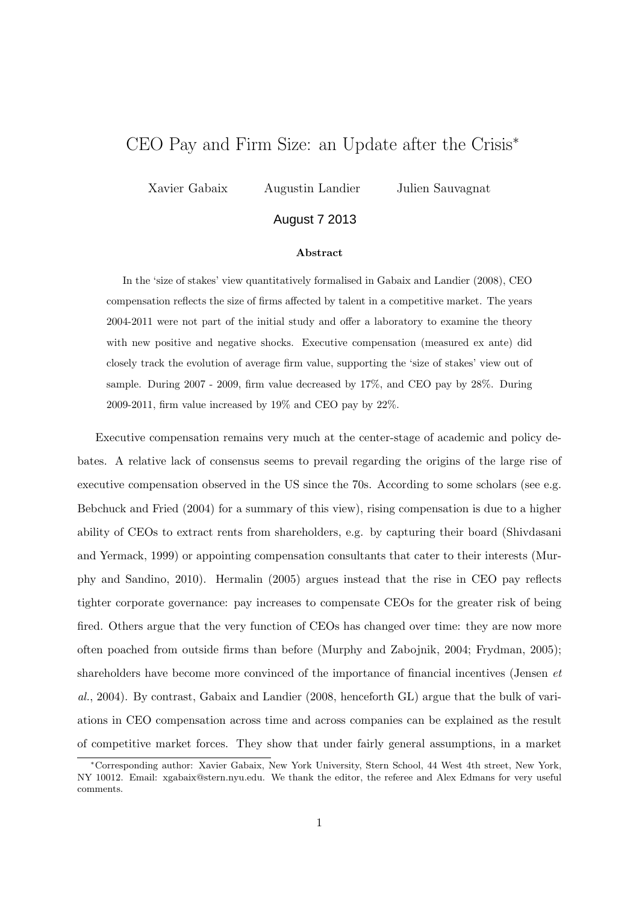# CEO Pay and Firm Size: an Update after the Crisis*

Xavier Gabaix    Augustin Landier    Julien Sauvagnat

August 7 2013

**Abstract**

In the 'size of stakes' view quantitatively formalised in Gabaix and Landier (2008), CEO compensation reflects the size of firms affected by talent in a competitive market. The years 2004-2011 were not part of the initial study and offer a laboratory to examine the theory with new positive and negative shocks. Executive compensation (measured ex ante) did closely track the evolution of average firm value, supporting the 'size of stakes' view out of sample. During 2007 - 2009, firm value decreased by 17%, and CEO pay by 28%. During 2009-2011, firm value increased by 19% and CEO pay by 22%.

Executive compensation remains very much at the center-stage of academic and policy debates. A relative lack of consensus seems to prevail regarding the origins of the large rise of executive compensation observed in the US since the 70s. According to some scholars (see e.g. Bebchuck and Fried (2004) for a summary of this view), rising compensation is due to a higher ability of CEOs to extract rents from shareholders, e.g. by capturing their board (Shivdasani and Yermack, 1999) or appointing compensation consultants that cater to their interests (Murphy and Sandino, 2010). Hermalin (2005) argues instead that the rise in CEO pay reflects tighter corporate governance: pay increases to compensate CEOs for the greater risk of being fired. Others argue that the very function of CEOs has changed over time: they are now more often poached from outside firms than before (Murphy and Zabojnik, 2004; Frydman, 2005); shareholders have become more convinced of the importance of financial incentives (Jensen *et al.*, 2004). By contrast, Gabaix and Landier (2008, henceforth GL) argue that the bulk of variations in CEO compensation across time and across companies can be explained as the result of competitive market forces. They show that under fairly general assumptions, in a market

*Corresponding author: Xavier Gabaix, New York University, Stern School, 44 West 4th street, New York, NY 10012. Email: xgabaix@stern.nyu.edu. We thank the editor, the referee and Alex Edmans for very useful comments.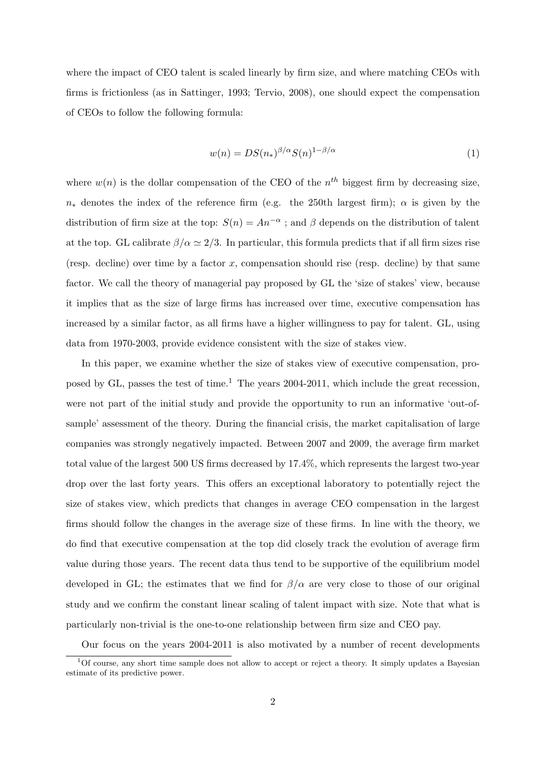where the impact of CEO talent is scaled linearly by firm size, and where matching CEOs with firms is frictionless (as in Sattinger, 1993; Tervio, 2008), one should expect the compensation of CEOs to follow the following formula:

$$w(n) = DS(n_*)^{\beta/\alpha} S(n)^{1-\beta/\alpha} \tag{1}$$

where $w(n)$ is the dollar compensation of the CEO of the $n^{th}$ biggest firm by decreasing size, $n_*$ denotes the index of the reference firm (e.g. the 250th largest firm); $\alpha$ is given by the distribution of firm size at the top: $S(n) = An^{-\alpha}$ ; and $\beta$ depends on the distribution of talent at the top. GL calibrate $\beta/\alpha \simeq 2/3$. In particular, this formula predicts that if all firm sizes rise (resp. decline) over time by a factor $x$, compensation should rise (resp. decline) by that same factor. We call the theory of managerial pay proposed by GL the 'size of stakes' view, because it implies that as the size of large firms has increased over time, executive compensation has increased by a similar factor, as all firms have a higher willingness to pay for talent. GL, using data from 1970-2003, provide evidence consistent with the size of stakes view.

In this paper, we examine whether the size of stakes view of executive compensation, proposed by GL, passes the test of time.[1] The years 2004-2011, which include the great recession, were not part of the initial study and provide the opportunity to run an informative 'out-of-sample' assessment of the theory. During the financial crisis, the market capitalisation of large companies was strongly negatively impacted. Between 2007 and 2009, the average firm market total value of the largest 500 US firms decreased by 17.4%, which represents the largest two-year drop over the last forty years. This offers an exceptional laboratory to potentially reject the size of stakes view, which predicts that changes in average CEO compensation in the largest firms should follow the changes in the average size of these firms. In line with the theory, we do find that executive compensation at the top did closely track the evolution of average firm value during those years. The recent data thus tend to be supportive of the equilibrium model developed in GL; the estimates that we find for $\beta/\alpha$ are very close to those of our original study and we confirm the constant linear scaling of talent impact with size. Note that what is particularly non-trivial is the one-to-one relationship between firm size and CEO pay.

Our focus on the years 2004-2011 is also motivated by a number of recent developments

[1] Of course, any short time sample does not allow to accept or reject a theory. It simply updates a Bayesian estimate of its predictive power.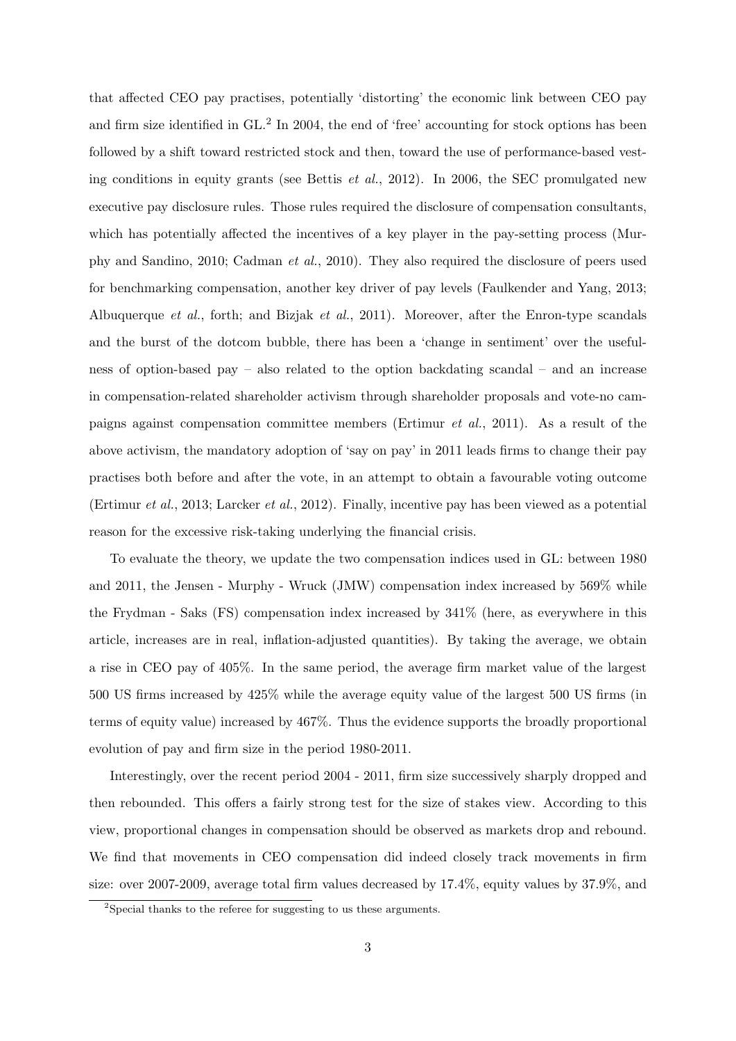that affected CEO pay practises, potentially 'distorting' the economic link between CEO pay and firm size identified in GL.[2] In 2004, the end of 'free' accounting for stock options has been followed by a shift toward restricted stock and then, toward the use of performance-based vesting conditions in equity grants (see Bettis *et al.*, 2012). In 2006, the SEC promulgated new executive pay disclosure rules. Those rules required the disclosure of compensation consultants, which has potentially affected the incentives of a key player in the pay-setting process (Murphy and Sandino, 2010; Cadman *et al.*, 2010). They also required the disclosure of peers used for benchmarking compensation, another key driver of pay levels (Faulkender and Yang, 2013; Albuquerque *et al.*, forth; and Bizjak *et al.*, 2011). Moreover, after the Enron-type scandals and the burst of the dotcom bubble, there has been a 'change in sentiment' over the usefulness of option-based pay – also related to the option backdating scandal – and an increase in compensation-related shareholder activism through shareholder proposals and vote-no campaigns against compensation committee members (Ertimur *et al.*, 2011). As a result of the above activism, the mandatory adoption of 'say on pay' in 2011 leads firms to change their pay practises both before and after the vote, in an attempt to obtain a favourable voting outcome (Ertimur *et al.*, 2013; Larcker *et al.*, 2012). Finally, incentive pay has been viewed as a potential reason for the excessive risk-taking underlying the financial crisis.

To evaluate the theory, we update the two compensation indices used in GL: between 1980 and 2011, the Jensen - Murphy - Wruck (JMW) compensation index increased by 569% while the Frydman - Saks (FS) compensation index increased by 341% (here, as everywhere in this article, increases are in real, inflation-adjusted quantities). By taking the average, we obtain a rise in CEO pay of 405%. In the same period, the average firm market value of the largest 500 US firms increased by 425% while the average equity value of the largest 500 US firms (in terms of equity value) increased by 467%. Thus the evidence supports the broadly proportional evolution of pay and firm size in the period 1980-2011.

Interestingly, over the recent period 2004 - 2011, firm size successively sharply dropped and then rebounded. This offers a fairly strong test for the size of stakes view. According to this view, proportional changes in compensation should be observed as markets drop and rebound. We find that movements in CEO compensation did indeed closely track movements in firm size: over 2007-2009, average total firm values decreased by 17.4%, equity values by 37.9%, and

[2] Special thanks to the referee for suggesting to us these arguments.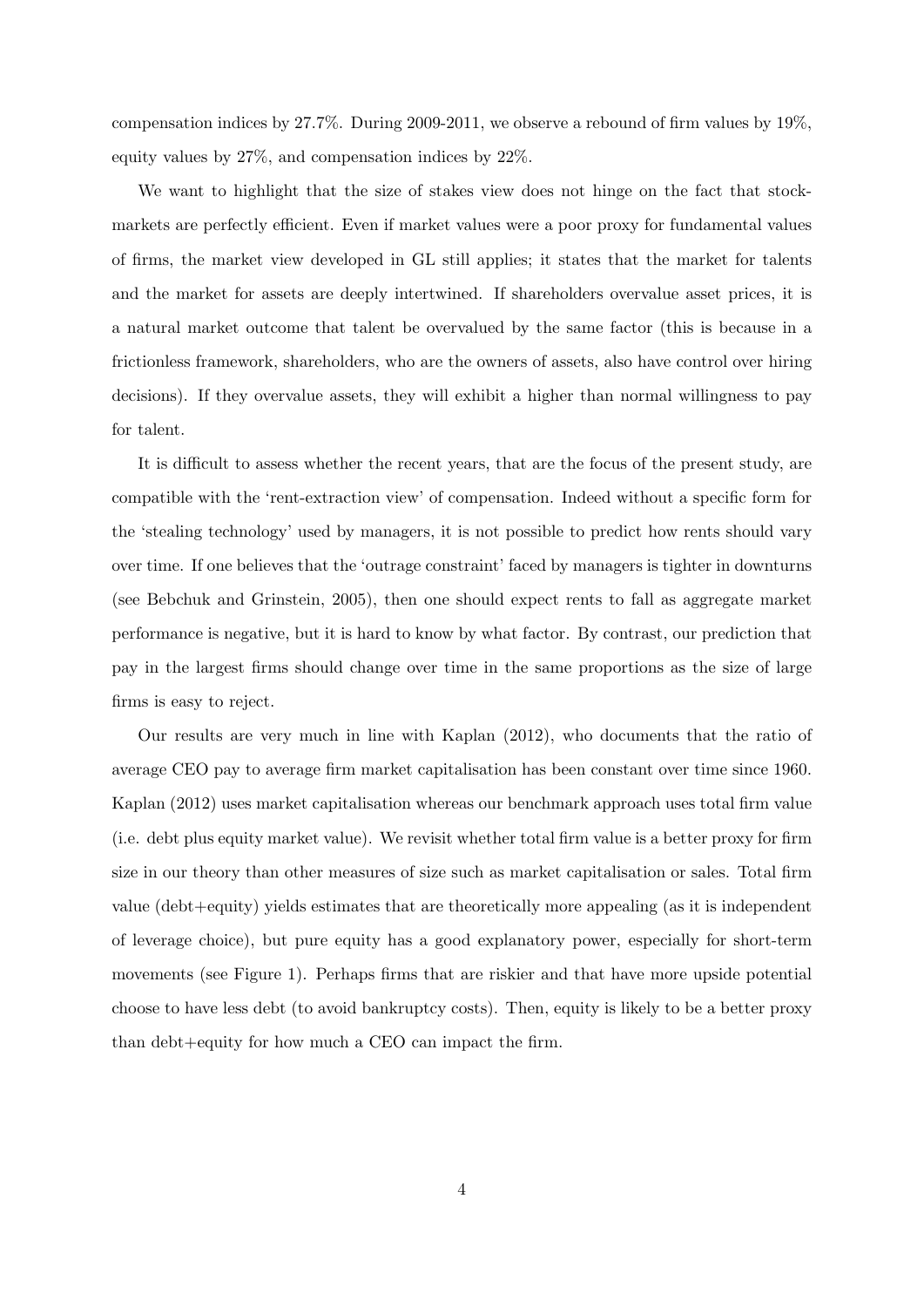compensation indices by 27.7%. During 2009-2011, we observe a rebound of firm values by 19%, equity values by 27%, and compensation indices by 22%.

We want to highlight that the size of stakes view does not hinge on the fact that stock-markets are perfectly efficient. Even if market values were a poor proxy for fundamental values of firms, the market view developed in GL still applies; it states that the market for talents and the market for assets are deeply intertwined. If shareholders overvalue asset prices, it is a natural market outcome that talent be overvalued by the same factor (this is because in a frictionless framework, shareholders, who are the owners of assets, also have control over hiring decisions). If they overvalue assets, they will exhibit a higher than normal willingness to pay for talent.

It is difficult to assess whether the recent years, that are the focus of the present study, are compatible with the 'rent-extraction view' of compensation. Indeed without a specific form for the 'stealing technology' used by managers, it is not possible to predict how rents should vary over time. If one believes that the 'outrage constraint' faced by managers is tighter in downturns (see Bebchuk and Grinstein, 2005), then one should expect rents to fall as aggregate market performance is negative, but it is hard to know by what factor. By contrast, our prediction that pay in the largest firms should change over time in the same proportions as the size of large firms is easy to reject.

Our results are very much in line with Kaplan (2012), who documents that the ratio of average CEO pay to average firm market capitalisation has been constant over time since 1960. Kaplan (2012) uses market capitalisation whereas our benchmark approach uses total firm value (i.e. debt plus equity market value). We revisit whether total firm value is a better proxy for firm size in our theory than other measures of size such as market capitalisation or sales. Total firm value (debt+equity) yields estimates that are theoretically more appealing (as it is independent of leverage choice), but pure equity has a good explanatory power, especially for short-term movements (see Figure 1). Perhaps firms that are riskier and that have more upside potential choose to have less debt (to avoid bankruptcy costs). Then, equity is likely to be a better proxy than debt+equity for how much a CEO can impact the firm.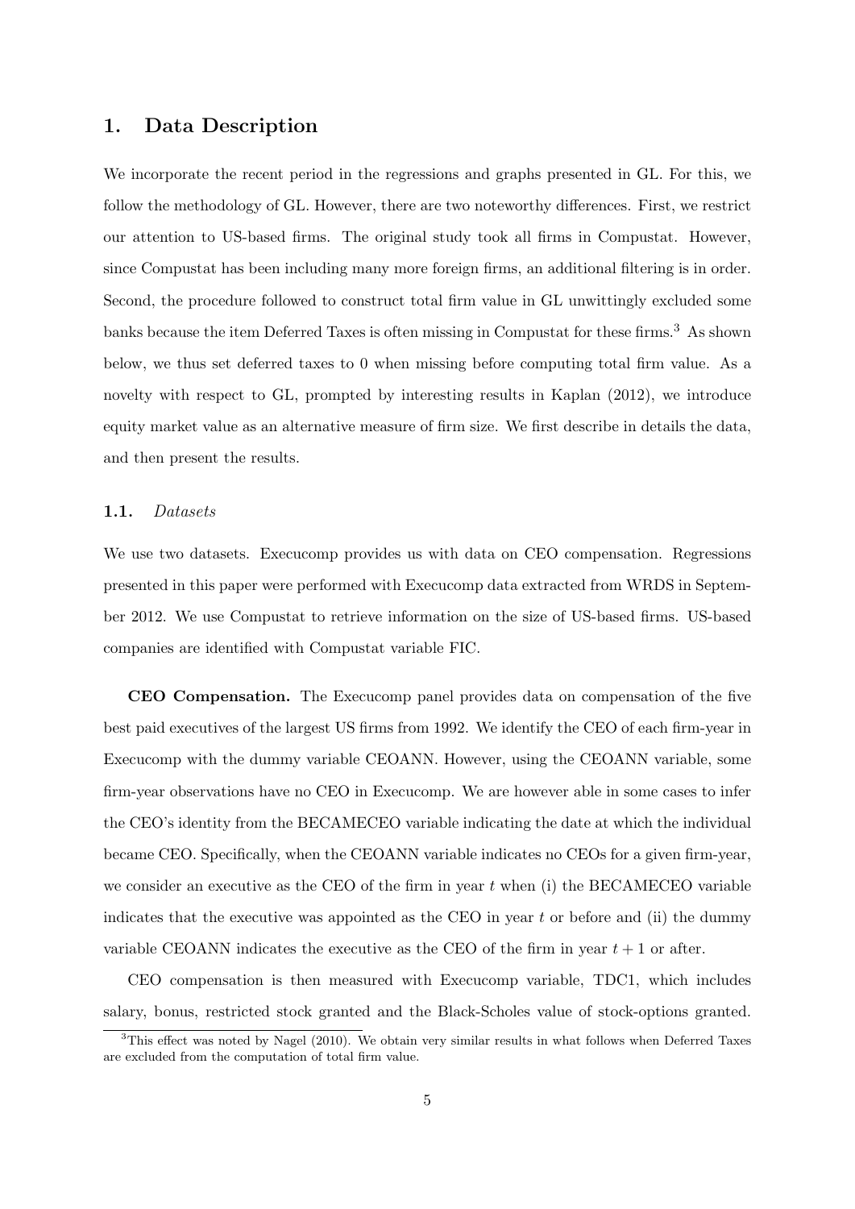# 1. Data Description

We incorporate the recent period in the regressions and graphs presented in GL. For this, we follow the methodology of GL. However, there are two noteworthy differences. First, we restrict our attention to US-based firms. The original study took all firms in Compustat. However, since Compustat has been including many more foreign firms, an additional filtering is in order. Second, the procedure followed to construct total firm value in GL unwittingly excluded some banks because the item Deferred Taxes is often missing in Compustat for these firms.[3] As shown below, we thus set deferred taxes to 0 when missing before computing total firm value. As a novelty with respect to GL, prompted by interesting results in Kaplan (2012), we introduce equity market value as an alternative measure of firm size. We first describe in details the data, and then present the results.

## 1.1. *Datasets*

We use two datasets. Execucomp provides us with data on CEO compensation. Regressions presented in this paper were performed with Execucomp data extracted from WRDS in September 2012. We use Compustat to retrieve information on the size of US-based firms. US-based companies are identified with Compustat variable FIC.

**CEO Compensation.** The Execucomp panel provides data on compensation of the five best paid executives of the largest US firms from 1992. We identify the CEO of each firm-year in Execucomp with the dummy variable CEOANN. However, using the CEOANN variable, some firm-year observations have no CEO in Execucomp. We are however able in some cases to infer the CEO's identity from the BECAMECEO variable indicating the date at which the individual became CEO. Specifically, when the CEOANN variable indicates no CEOs for a given firm-year, we consider an executive as the CEO of the firm in year $t$ when (i) the BECAMECEO variable indicates that the executive was appointed as the CEO in year $t$ or before and (ii) the dummy variable CEOANN indicates the executive as the CEO of the firm in year $t+1$ or after.

CEO compensation is then measured with Execucomp variable, TDC1, which includes salary, bonus, restricted stock granted and the Black-Scholes value of stock-options granted.

[3] This effect was noted by Nagel (2010). We obtain very similar results in what follows when Deferred Taxes are excluded from the computation of total firm value.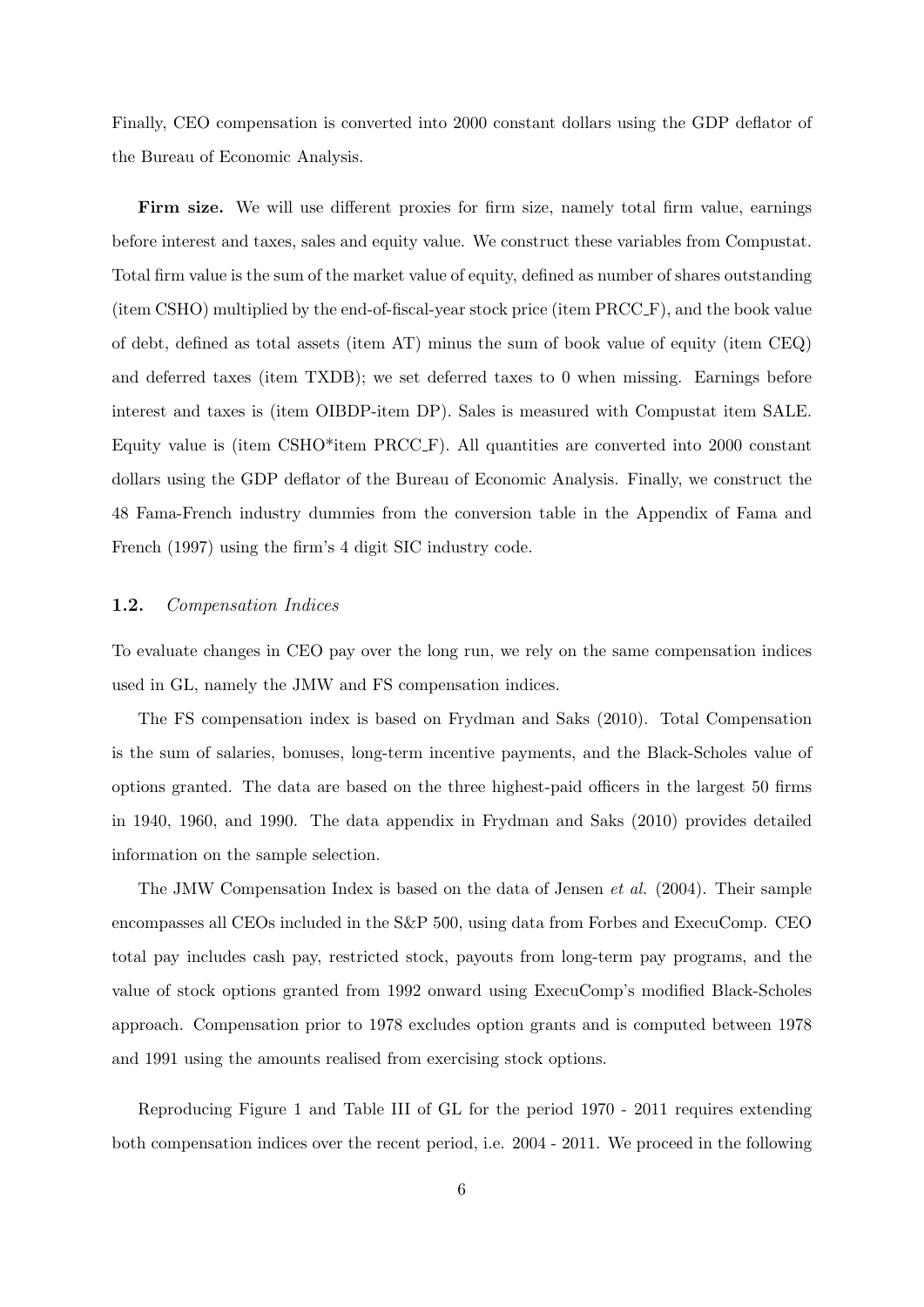Finally, CEO compensation is converted into 2000 constant dollars using the GDP deflator of the Bureau of Economic Analysis.

**Firm size.** We will use different proxies for firm size, namely total firm value, earnings before interest and taxes, sales and equity value. We construct these variables from Compustat. Total firm value is the sum of the market value of equity, defined as number of shares outstanding (item CSHO) multiplied by the end-of-fiscal-year stock price (item PRCC_F), and the book value of debt, defined as total assets (item AT) minus the sum of book value of equity (item CEQ) and deferred taxes (item TXDB); we set deferred taxes to 0 when missing. Earnings before interest and taxes is (item OIBDP-item DP). Sales is measured with Compustat item SALE. Equity value is (item CSHO*item PRCC_F). All quantities are converted into 2000 constant dollars using the GDP deflator of the Bureau of Economic Analysis. Finally, we construct the 48 Fama-French industry dummies from the conversion table in the Appendix of Fama and French (1997) using the firm's 4 digit SIC industry code.

### 1.2. *Compensation Indices*

To evaluate changes in CEO pay over the long run, we rely on the same compensation indices used in GL, namely the JMW and FS compensation indices.

The FS compensation index is based on Frydman and Saks (2010). Total Compensation is the sum of salaries, bonuses, long-term incentive payments, and the Black-Scholes value of options granted. The data are based on the three highest-paid officers in the largest 50 firms in 1940, 1960, and 1990. The data appendix in Frydman and Saks (2010) provides detailed information on the sample selection.

The JMW Compensation Index is based on the data of Jensen *et al.* (2004). Their sample encompasses all CEOs included in the S&P 500, using data from Forbes and ExecuComp. CEO total pay includes cash pay, restricted stock, payouts from long-term pay programs, and the value of stock options granted from 1992 onward using ExecuComp's modified Black-Scholes approach. Compensation prior to 1978 excludes option grants and is computed between 1978 and 1991 using the amounts realised from exercising stock options.

Reproducing Figure 1 and Table III of GL for the period 1970 - 2011 requires extending both compensation indices over the recent period, i.e. 2004 - 2011. We proceed in the following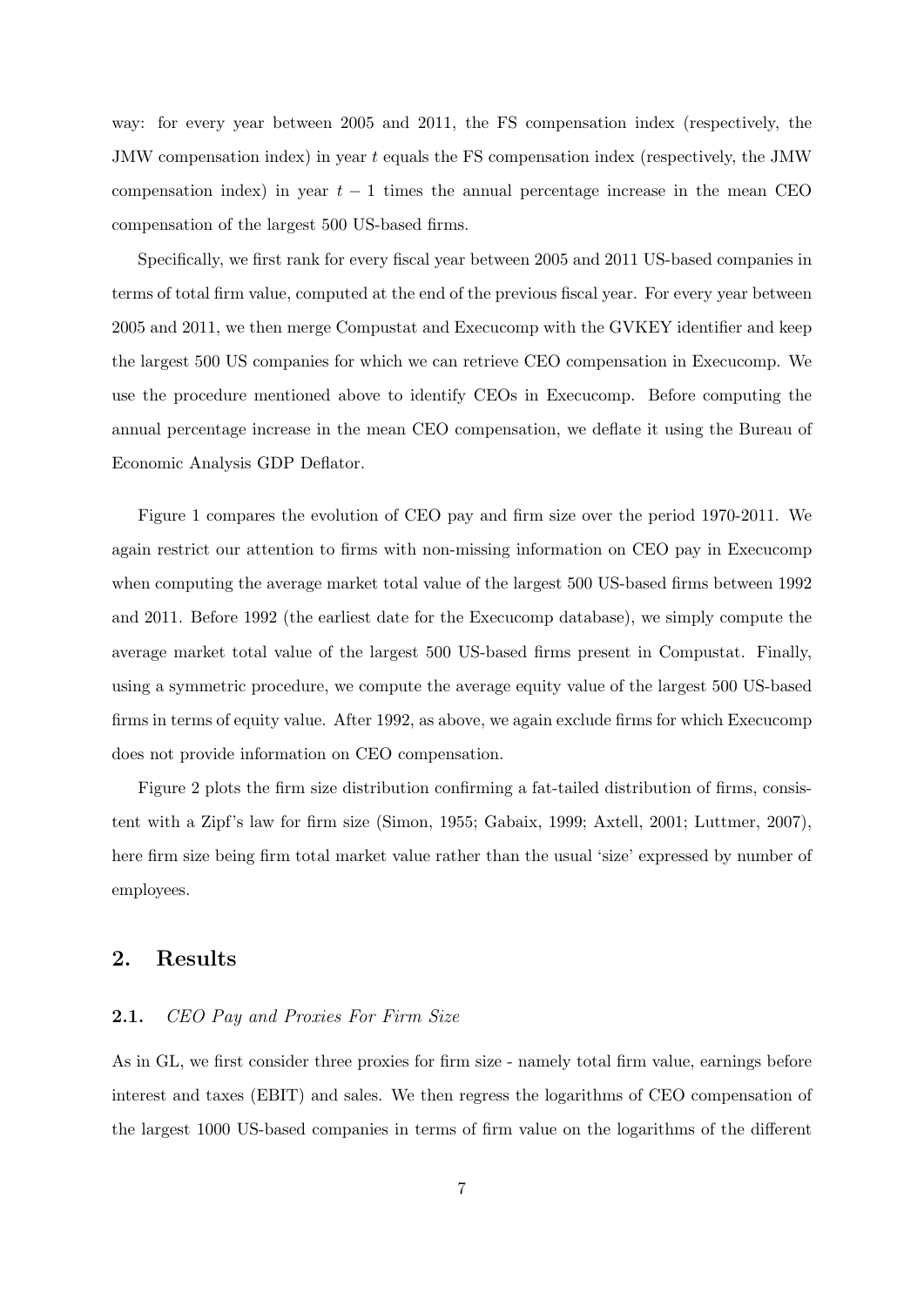way: for every year between 2005 and 2011, the FS compensation index (respectively, the JMW compensation index) in year $t$ equals the FS compensation index (respectively, the JMW compensation index) in year $t-1$ times the annual percentage increase in the mean CEO compensation of the largest 500 US-based firms.

Specifically, we first rank for every fiscal year between 2005 and 2011 US-based companies in terms of total firm value, computed at the end of the previous fiscal year. For every year between 2005 and 2011, we then merge Compustat and Execucomp with the GVKEY identifier and keep the largest 500 US companies for which we can retrieve CEO compensation in Execucomp. We use the procedure mentioned above to identify CEOs in Execucomp. Before computing the annual percentage increase in the mean CEO compensation, we deflate it using the Bureau of Economic Analysis GDP Deflator.

Figure 1 compares the evolution of CEO pay and firm size over the period 1970-2011. We again restrict our attention to firms with non-missing information on CEO pay in Execucomp when computing the average market total value of the largest 500 US-based firms between 1992 and 2011. Before 1992 (the earliest date for the Execucomp database), we simply compute the average market total value of the largest 500 US-based firms present in Compustat. Finally, using a symmetric procedure, we compute the average equity value of the largest 500 US-based firms in terms of equity value. After 1992, as above, we again exclude firms for which Execucomp does not provide information on CEO compensation.

Figure 2 plots the firm size distribution confirming a fat-tailed distribution of firms, consistent with a Zipf's law for firm size (Simon, 1955; Gabaix, 1999; Axtell, 2001; Luttmer, 2007), here firm size being firm total market value rather than the usual 'size' expressed by number of employees.

## 2. Results

### 2.1. *CEO Pay and Proxies For Firm Size*

As in GL, we first consider three proxies for firm size - namely total firm value, earnings before interest and taxes (EBIT) and sales. We then regress the logarithms of CEO compensation of the largest 1000 US-based companies in terms of firm value on the logarithms of the different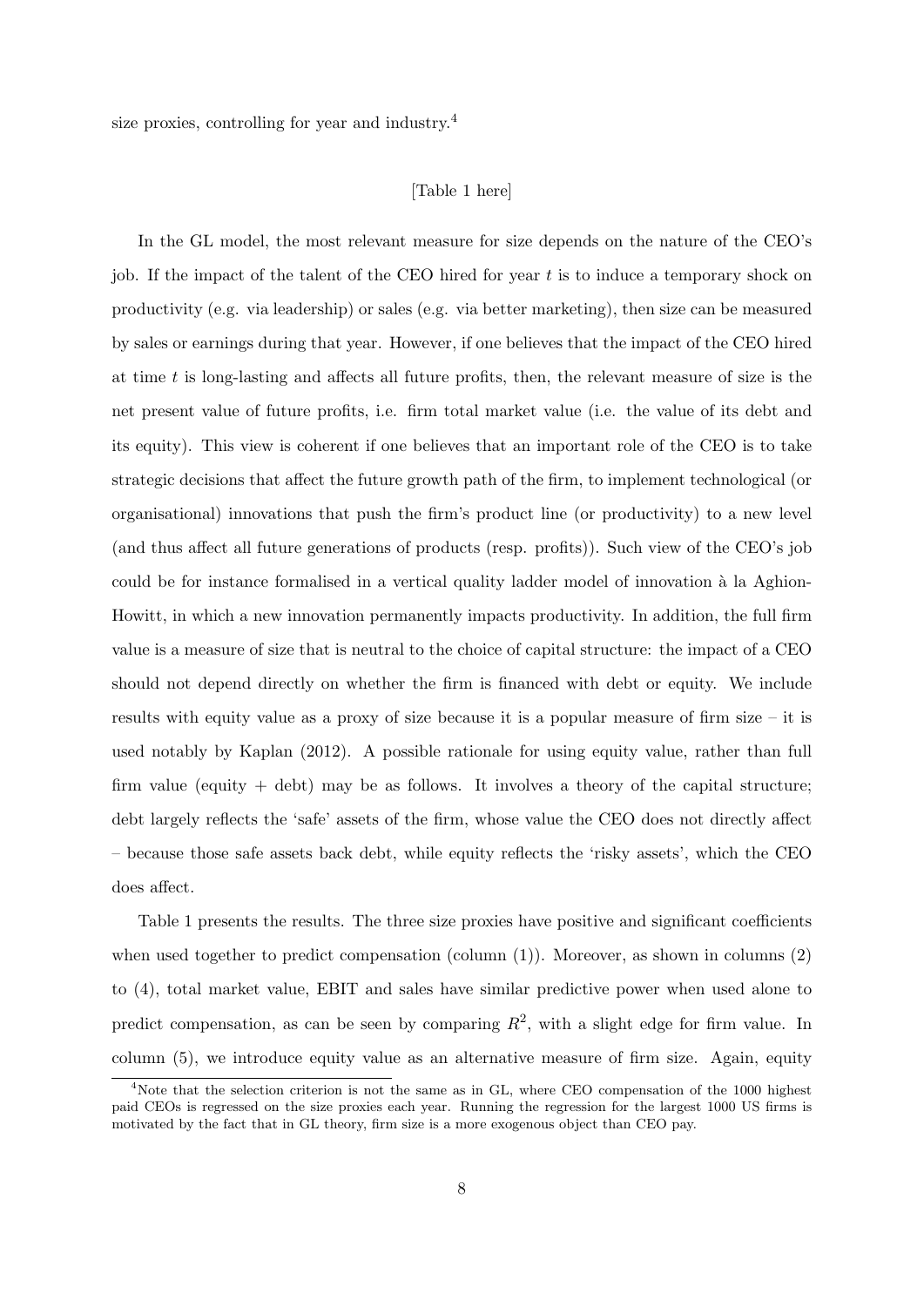size proxies, controlling for year and industry.[4]

[Table 1 here]

In the GL model, the most relevant measure for size depends on the nature of the CEO's job. If the impact of the talent of the CEO hired for year $t$ is to induce a temporary shock on productivity (e.g. via leadership) or sales (e.g. via better marketing), then size can be measured by sales or earnings during that year. However, if one believes that the impact of the CEO hired at time $t$ is long-lasting and affects all future profits, then, the relevant measure of size is the net present value of future profits, i.e. firm total market value (i.e. the value of its debt and its equity). This view is coherent if one believes that an important role of the CEO is to take strategic decisions that affect the future growth path of the firm, to implement technological (or organisational) innovations that push the firm's product line (or productivity) to a new level (and thus affect all future generations of products (resp. profits)). Such view of the CEO's job could be for instance formalised in a vertical quality ladder model of innovation à la Aghion-Howitt, in which a new innovation permanently impacts productivity. In addition, the full firm value is a measure of size that is neutral to the choice of capital structure: the impact of a CEO should not depend directly on whether the firm is financed with debt or equity. We include results with equity value as a proxy of size because it is a popular measure of firm size – it is used notably by Kaplan (2012). A possible rationale for using equity value, rather than full firm value (equity + debt) may be as follows. It involves a theory of the capital structure; debt largely reflects the 'safe' assets of the firm, whose value the CEO does not directly affect – because those safe assets back debt, while equity reflects the 'risky assets', which the CEO does affect.

Table 1 presents the results. The three size proxies have positive and significant coefficients when used together to predict compensation (column (1)). Moreover, as shown in columns (2) to (4), total market value, EBIT and sales have similar predictive power when used alone to predict compensation, as can be seen by comparing $R^2$, with a slight edge for firm value. In column (5), we introduce equity value as an alternative measure of firm size. Again, equity

[4] Note that the selection criterion is not the same as in GL, where CEO compensation of the 1000 highest paid CEOs is regressed on the size proxies each year. Running the regression for the largest 1000 US firms is motivated by the fact that in GL theory, firm size is a more exogenous object than CEO pay.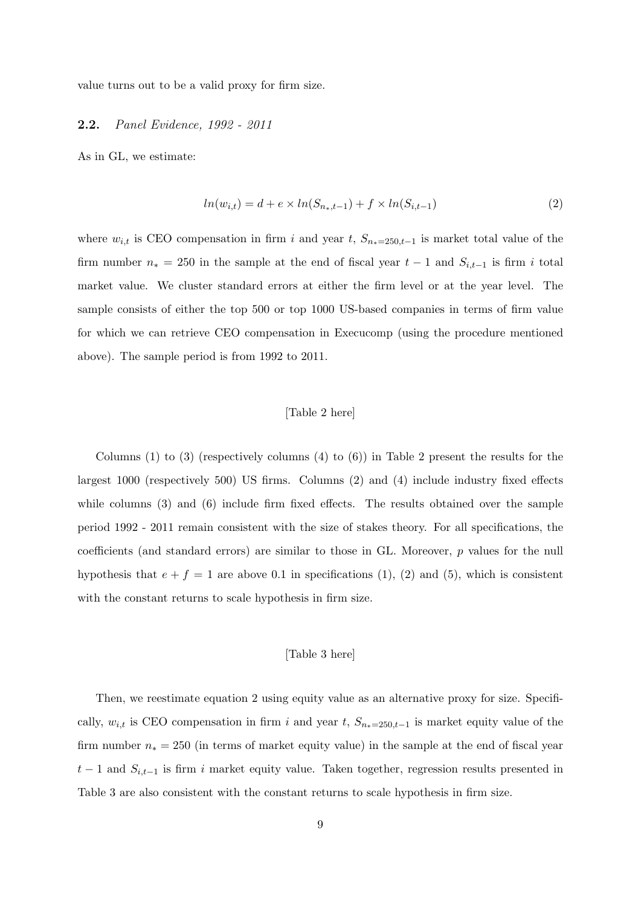value turns out to be a valid proxy for firm size.

### 2.2. *Panel Evidence, 1992 - 2011*

As in GL, we estimate:

$$ln(w_{i,t}) = d + e \times ln(S_{n_*,t-1}) + f \times ln(S_{i,t-1}) \tag{2}$$

where $w_{i,t}$ is CEO compensation in firm $i$ and year $t$, $S_{n_*=250,t-1}$ is market total value of the firm number $n_* = 250$ in the sample at the end of fiscal year $t-1$ and $S_{i,t-1}$ is firm $i$ total market value. We cluster standard errors at either the firm level or at the year level. The sample consists of either the top 500 or top 1000 US-based companies in terms of firm value for which we can retrieve CEO compensation in Execucomp (using the procedure mentioned above). The sample period is from 1992 to 2011.

[Table 2 here]

Columns (1) to (3) (respectively columns (4) to (6)) in Table 2 present the results for the largest 1000 (respectively 500) US firms. Columns (2) and (4) include industry fixed effects while columns (3) and (6) include firm fixed effects. The results obtained over the sample period 1992 - 2011 remain consistent with the size of stakes theory. For all specifications, the coefficients (and standard errors) are similar to those in GL. Moreover, $p$ values for the null hypothesis that $e + f = 1$ are above 0.1 in specifications (1), (2) and (5), which is consistent with the constant returns to scale hypothesis in firm size.

[Table 3 here]

Then, we reestimate equation 2 using equity value as an alternative proxy for size. Specifically, $w_{i,t}$ is CEO compensation in firm $i$ and year $t$, $S_{n_*=250,t-1}$ is market equity value of the firm number $n_* = 250$ (in terms of market equity value) in the sample at the end of fiscal year $t-1$ and $S_{i,t-1}$ is firm $i$ market equity value. Taken together, regression results presented in Table 3 are also consistent with the constant returns to scale hypothesis in firm size.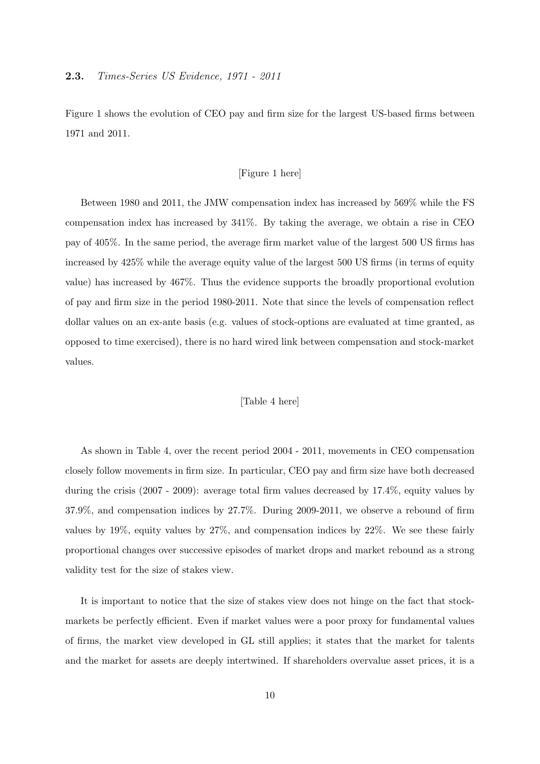### 2.3. *Times-Series US Evidence, 1971 - 2011*

Figure 1 shows the evolution of CEO pay and firm size for the largest US-based firms between 1971 and 2011.

[Figure 1 here]

Between 1980 and 2011, the JMW compensation index has increased by 569% while the FS compensation index has increased by 341%. By taking the average, we obtain a rise in CEO pay of 405%. In the same period, the average firm market value of the largest 500 US firms has increased by 425% while the average equity value of the largest 500 US firms (in terms of equity value) has increased by 467%. Thus the evidence supports the broadly proportional evolution of pay and firm size in the period 1980-2011. Note that since the levels of compensation reflect dollar values on an ex-ante basis (e.g. values of stock-options are evaluated at time granted, as opposed to time exercised), there is no hard wired link between compensation and stock-market values.

[Table 4 here]

As shown in Table 4, over the recent period 2004 - 2011, movements in CEO compensation closely follow movements in firm size. In particular, CEO pay and firm size have both decreased during the crisis (2007 - 2009): average total firm values decreased by 17.4%, equity values by 37.9%, and compensation indices by 27.7%. During 2009-2011, we observe a rebound of firm values by 19%, equity values by 27%, and compensation indices by 22%. We see these fairly proportional changes over successive episodes of market drops and market rebound as a strong validity test for the size of stakes view.

It is important to notice that the size of stakes view does not hinge on the fact that stock-markets be perfectly efficient. Even if market values were a poor proxy for fundamental values of firms, the market view developed in GL still applies; it states that the market for talents and the market for assets are deeply intertwined. If shareholders overvalue asset prices, it is a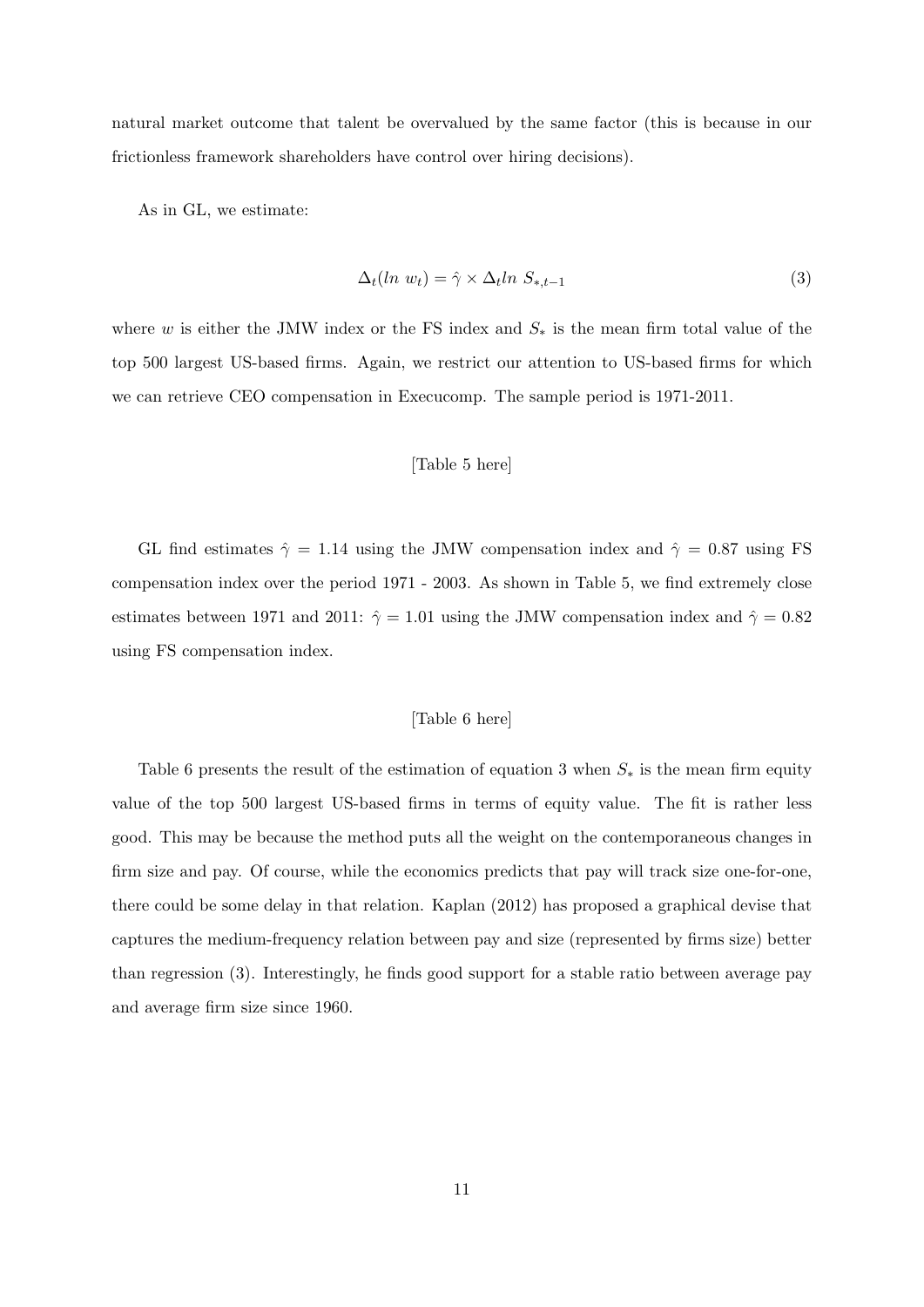natural market outcome that talent be overvalued by the same factor (this is because in our frictionless framework shareholders have control over hiring decisions).

As in GL, we estimate:

$$\Delta_t(ln\ w_t) = \hat{\gamma} \times \Delta_t ln\ S_{*,t-1} \tag{3}$$

where $w$ is either the JMW index or the FS index and $S_*$ is the mean firm total value of the top 500 largest US-based firms. Again, we restrict our attention to US-based firms for which we can retrieve CEO compensation in Execucomp. The sample period is 1971-2011.

[Table 5 here]

GL find estimates $\hat{\gamma} = 1.14$ using the JMW compensation index and $\hat{\gamma} = 0.87$ using FS compensation index over the period 1971 - 2003. As shown in Table 5, we find extremely close estimates between 1971 and 2011: $\hat{\gamma} = 1.01$ using the JMW compensation index and $\hat{\gamma} = 0.82$ using FS compensation index.

[Table 6 here]

Table 6 presents the result of the estimation of equation 3 when $S_*$ is the mean firm equity value of the top 500 largest US-based firms in terms of equity value. The fit is rather less good. This may be because the method puts all the weight on the contemporaneous changes in firm size and pay. Of course, while the economics predicts that pay will track size one-for-one, there could be some delay in that relation. Kaplan (2012) has proposed a graphical devise that captures the medium-frequency relation between pay and size (represented by firms size) better than regression (3). Interestingly, he finds good support for a stable ratio between average pay and average firm size since 1960.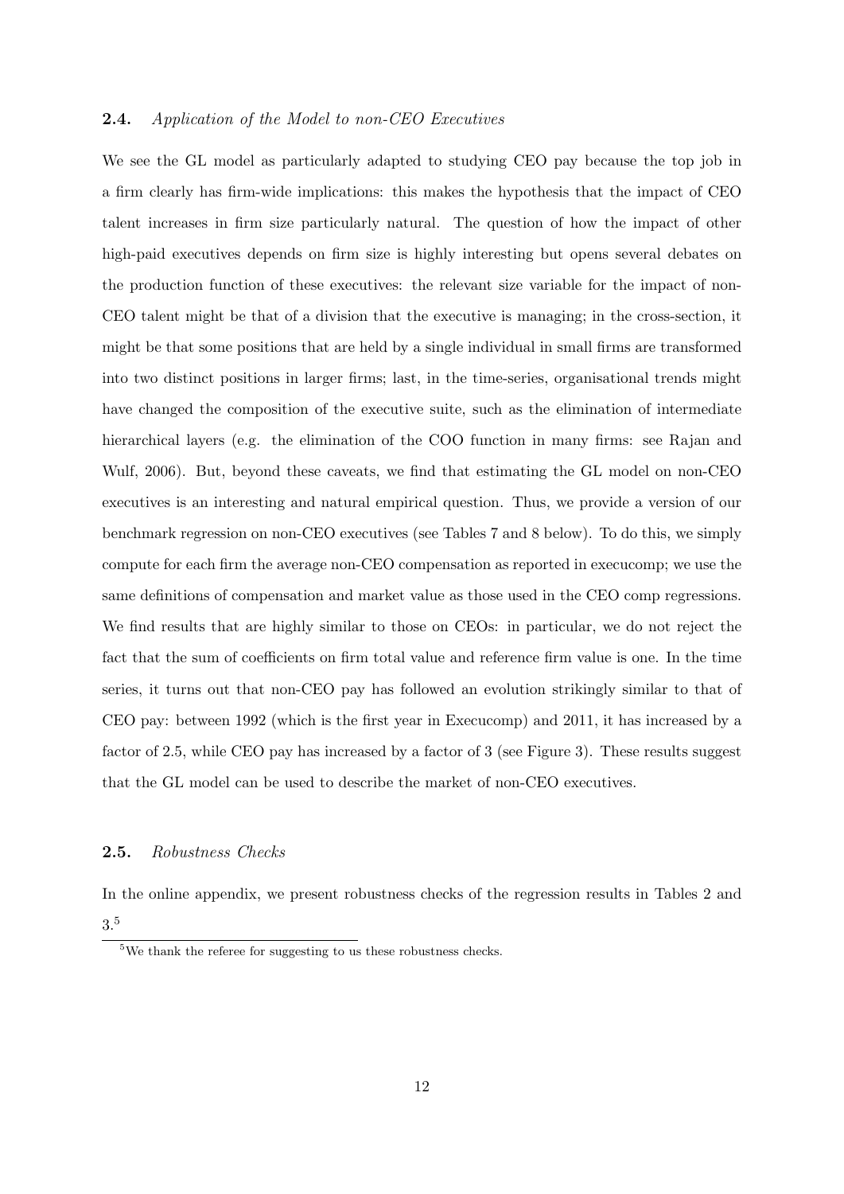### 2.4. *Application of the Model to non-CEO Executives*

We see the GL model as particularly adapted to studying CEO pay because the top job in a firm clearly has firm-wide implications: this makes the hypothesis that the impact of CEO talent increases in firm size particularly natural. The question of how the impact of other high-paid executives depends on firm size is highly interesting but opens several debates on the production function of these executives: the relevant size variable for the impact of non-CEO talent might be that of a division that the executive is managing; in the cross-section, it might be that some positions that are held by a single individual in small firms are transformed into two distinct positions in larger firms; last, in the time-series, organisational trends might have changed the composition of the executive suite, such as the elimination of intermediate hierarchical layers (e.g. the elimination of the COO function in many firms: see Rajan and Wulf, 2006). But, beyond these caveats, we find that estimating the GL model on non-CEO executives is an interesting and natural empirical question. Thus, we provide a version of our benchmark regression on non-CEO executives (see Tables 7 and 8 below). To do this, we simply compute for each firm the average non-CEO compensation as reported in execucomp; we use the same definitions of compensation and market value as those used in the CEO comp regressions. We find results that are highly similar to those on CEOs: in particular, we do not reject the fact that the sum of coefficients on firm total value and reference firm value is one. In the time series, it turns out that non-CEO pay has followed an evolution strikingly similar to that of CEO pay: between 1992 (which is the first year in Execucomp) and 2011, it has increased by a factor of 2.5, while CEO pay has increased by a factor of 3 (see Figure 3). These results suggest that the GL model can be used to describe the market of non-CEO executives.

### 2.5. *Robustness Checks*

In the online appendix, we present robustness checks of the regression results in Tables 2 and 3.[5]

[5] We thank the referee for suggesting to us these robustness checks.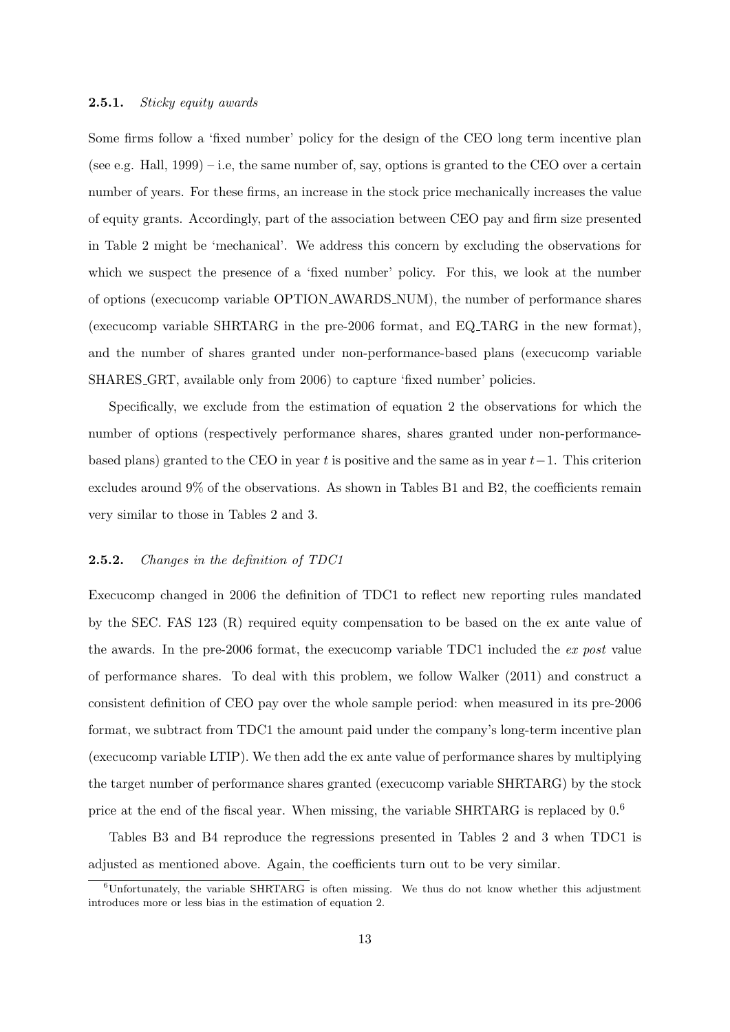#### 2.5.1. *Sticky equity awards*

Some firms follow a 'fixed number' policy for the design of the CEO long term incentive plan (see e.g. Hall, 1999) – i.e, the same number of, say, options is granted to the CEO over a certain number of years. For these firms, an increase in the stock price mechanically increases the value of equity grants. Accordingly, part of the association between CEO pay and firm size presented in Table 2 might be 'mechanical'. We address this concern by excluding the observations for which we suspect the presence of a 'fixed number' policy. For this, we look at the number of options (execucomp variable OPTION_AWARDS_NUM), the number of performance shares (execucomp variable SHRTARG in the pre-2006 format, and EQ_TARG in the new format), and the number of shares granted under non-performance-based plans (execucomp variable SHARES_GRT, available only from 2006) to capture 'fixed number' policies.

Specifically, we exclude from the estimation of equation 2 the observations for which the number of options (respectively performance shares, shares granted under non-performance-based plans) granted to the CEO in year $t$ is positive and the same as in year $t-1$. This criterion excludes around 9% of the observations. As shown in Tables B1 and B2, the coefficients remain very similar to those in Tables 2 and 3.

#### 2.5.2. *Changes in the definition of TDC1*

Execucomp changed in 2006 the definition of TDC1 to reflect new reporting rules mandated by the SEC. FAS 123 (R) required equity compensation to be based on the ex ante value of the awards. In the pre-2006 format, the execucomp variable TDC1 included the *ex post* value of performance shares. To deal with this problem, we follow Walker (2011) and construct a consistent definition of CEO pay over the whole sample period: when measured in its pre-2006 format, we subtract from TDC1 the amount paid under the company's long-term incentive plan (execucomp variable LTIP). We then add the ex ante value of performance shares by multiplying the target number of performance shares granted (execucomp variable SHRTARG) by the stock price at the end of the fiscal year. When missing, the variable SHRTARG is replaced by 0.[6]

Tables B3 and B4 reproduce the regressions presented in Tables 2 and 3 when TDC1 is adjusted as mentioned above. Again, the coefficients turn out to be very similar.

[6] Unfortunately, the variable SHRTARG is often missing. We thus do not know whether this adjustment introduces more or less bias in the estimation of equation 2.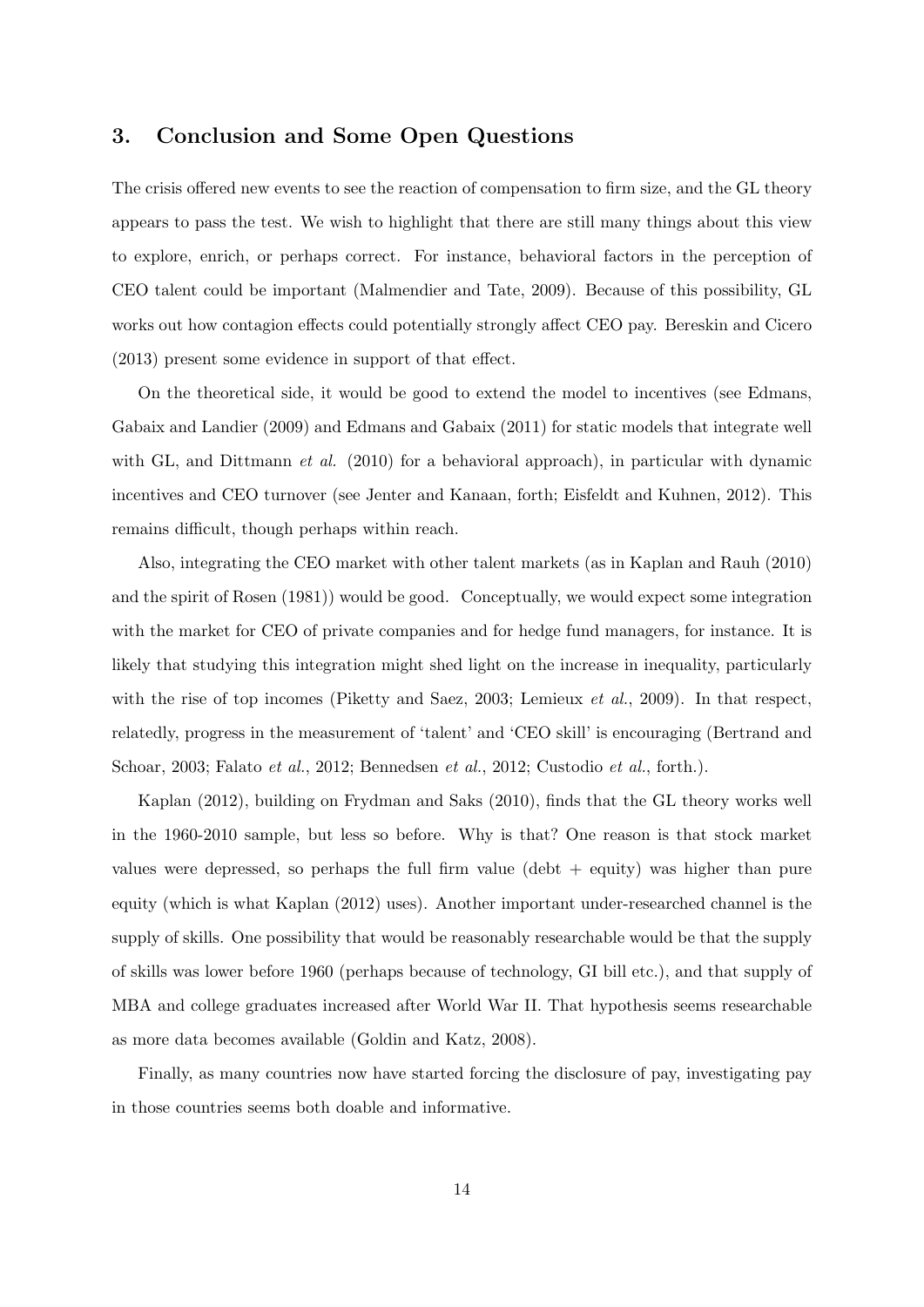## 3. Conclusion and Some Open Questions

The crisis offered new events to see the reaction of compensation to firm size, and the GL theory appears to pass the test. We wish to highlight that there are still many things about this view to explore, enrich, or perhaps correct. For instance, behavioral factors in the perception of CEO talent could be important (Malmendier and Tate, 2009). Because of this possibility, GL works out how contagion effects could potentially strongly affect CEO pay. Bereskin and Cicero (2013) present some evidence in support of that effect.

On the theoretical side, it would be good to extend the model to incentives (see Edmans, Gabaix and Landier (2009) and Edmans and Gabaix (2011) for static models that integrate well with GL, and Dittmann *et al.* (2010) for a behavioral approach), in particular with dynamic incentives and CEO turnover (see Jenter and Kanaan, forth; Eisfeldt and Kuhnen, 2012). This remains difficult, though perhaps within reach.

Also, integrating the CEO market with other talent markets (as in Kaplan and Rauh (2010) and the spirit of Rosen (1981)) would be good. Conceptually, we would expect some integration with the market for CEO of private companies and for hedge fund managers, for instance. It is likely that studying this integration might shed light on the increase in inequality, particularly with the rise of top incomes (Piketty and Saez, 2003; Lemieux *et al.*, 2009). In that respect, relatedly, progress in the measurement of 'talent' and 'CEO skill' is encouraging (Bertrand and Schoar, 2003; Falato *et al.*, 2012; Bennedsen *et al.*, 2012; Custodio *et al.*, forth.).

Kaplan (2012), building on Frydman and Saks (2010), finds that the GL theory works well in the 1960-2010 sample, but less so before. Why is that? One reason is that stock market values were depressed, so perhaps the full firm value (debt + equity) was higher than pure equity (which is what Kaplan (2012) uses). Another important under-researched channel is the supply of skills. One possibility that would be reasonably researchable would be that the supply of skills was lower before 1960 (perhaps because of technology, GI bill etc.), and that supply of MBA and college graduates increased after World War II. That hypothesis seems researchable as more data becomes available (Goldin and Katz, 2008).

Finally, as many countries now have started forcing the disclosure of pay, investigating pay in those countries seems both doable and informative.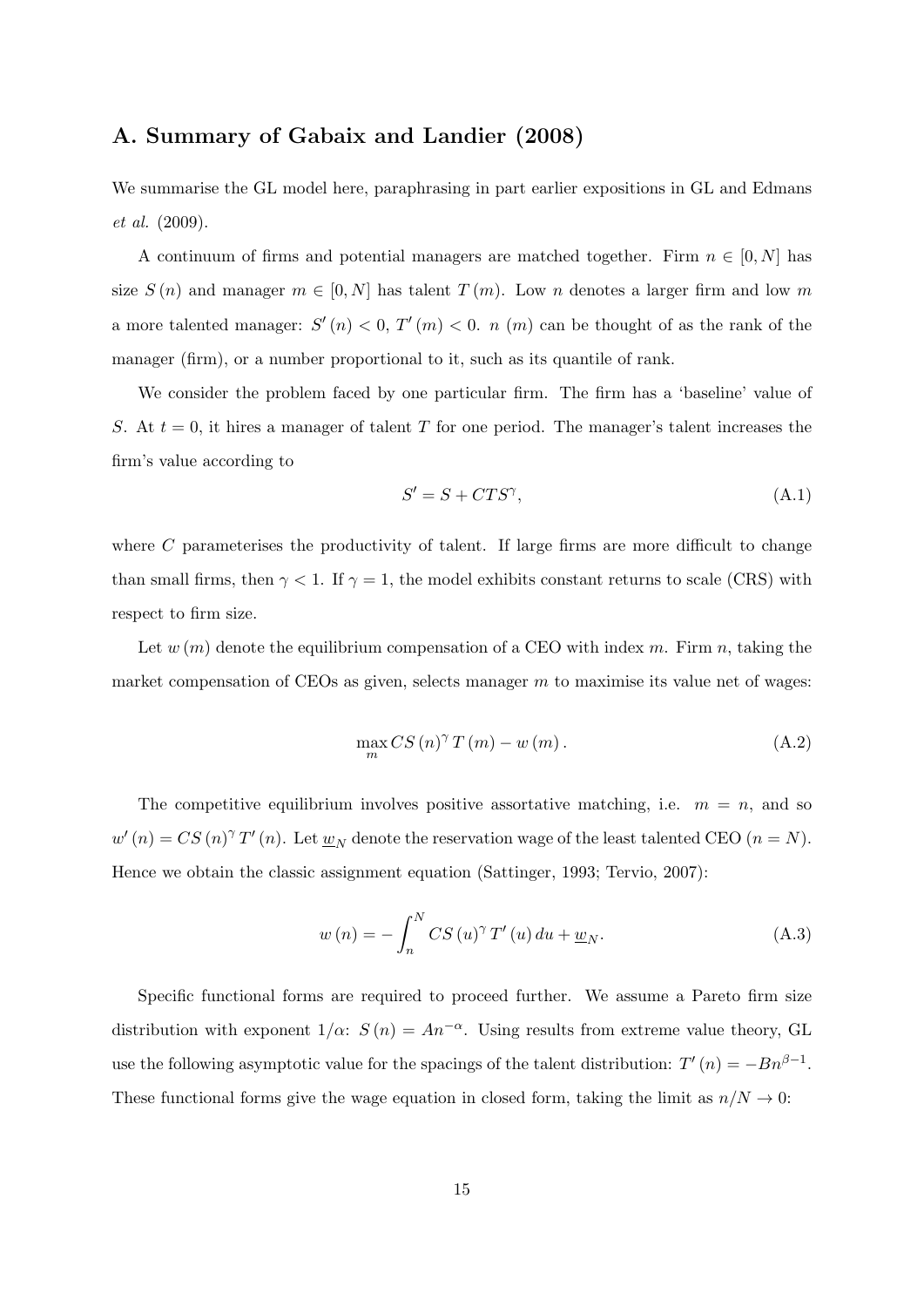## A. Summary of Gabaix and Landier (2008)

We summarise the GL model here, paraphrasing in part earlier expositions in GL and Edmans *et al.* (2009).

A continuum of firms and potential managers are matched together. Firm $n \in [0, N]$ has size $S(n)$ and manager $m \in [0, N]$ has talent $T(m)$. Low $n$ denotes a larger firm and low $m$ a more talented manager: $S'(n) < 0$, $T'(m) < 0$. $n$ $(m)$ can be thought of as the rank of the manager (firm), or a number proportional to it, such as its quantile of rank.

We consider the problem faced by one particular firm. The firm has a 'baseline' value of $S$. At $t = 0$, it hires a manager of talent $T$ for one period. The manager's talent increases the firm's value according to

$$S' = S + CTS^{\gamma}, \tag{A.1}$$

where $C$ parameterises the productivity of talent. If large firms are more difficult to change than small firms, then $\gamma < 1$. If $\gamma = 1$, the model exhibits constant returns to scale (CRS) with respect to firm size.

Let $w(m)$ denote the equilibrium compensation of a CEO with index $m$. Firm $n$, taking the market compensation of CEOs as given, selects manager $m$ to maximise its value net of wages:

$$\max_{m} CS(n)^{\gamma} T(m) - w(m). \tag{A.2}$$

The competitive equilibrium involves positive assortative matching, i.e. $m = n$, and so $w'(n) = CS(n)^{\gamma} T'(n)$. Let $\underline{w}_N$ denote the reservation wage of the least talented CEO $(n = N)$. Hence we obtain the classic assignment equation (Sattinger, 1993; Tervio, 2007):

$$w(n) = -\int_{n}^{N} CS(u)^{\gamma} T'(u)\, du + \underline{w}_N. \tag{A.3}$$

Specific functional forms are required to proceed further. We assume a Pareto firm size distribution with exponent $1/\alpha$: $S(n) = An^{-\alpha}$. Using results from extreme value theory, GL use the following asymptotic value for the spacings of the talent distribution: $T'(n) = -Bn^{\beta-1}$. These functional forms give the wage equation in closed form, taking the limit as $n/N \to 0$: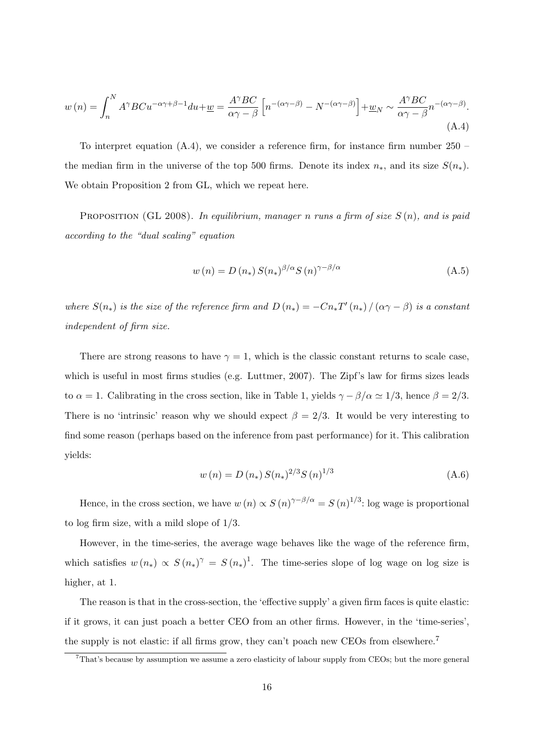$$w(n) = \int_n^N A^\gamma BCu^{-\alpha\gamma+\beta-1}du + \underline{w} = \frac{A^\gamma BC}{\alpha\gamma - \beta}\left[n^{-(\alpha\gamma-\beta)} - N^{-(\alpha\gamma-\beta)}\right] + \underline{w}_N \sim \frac{A^\gamma BC}{\alpha\gamma-\beta}n^{-(\alpha\gamma-\beta)}. \tag{A.4}$$

To interpret equation (A.4), we consider a reference firm, for instance firm number 250 – the median firm in the universe of the top 500 firms. Denote its index $n_*$, and its size $S(n_*)$. We obtain Proposition 2 from GL, which we repeat here.

PROPOSITION (GL 2008). *In equilibrium, manager $n$ runs a firm of size $S(n)$, and is paid according to the "dual scaling" equation*

$$w(n) = D(n_*) S(n_*)^{\beta/\alpha} S(n)^{\gamma-\beta/\alpha} \tag{A.5}$$

*where $S(n_*)$ is the size of the reference firm and $D(n_*) = -Cn_*T'(n_*)/(\alpha\gamma-\beta)$ is a constant independent of firm size.*

There are strong reasons to have $\gamma = 1$, which is the classic constant returns to scale case, which is useful in most firms studies (e.g. Luttmer, 2007). The Zipf's law for firms sizes leads to $\alpha = 1$. Calibrating in the cross section, like in Table 1, yields $\gamma - \beta/\alpha \simeq 1/3$, hence $\beta = 2/3$. There is no 'intrinsic' reason why we should expect $\beta = 2/3$. It would be very interesting to find some reason (perhaps based on the inference from past performance) for it. This calibration yields:

$$w(n) = D(n_*) S(n_*)^{2/3} S(n)^{1/3} \tag{A.6}$$

Hence, in the cross section, we have $w(n) \propto S(n)^{\gamma-\beta/\alpha} = S(n)^{1/3}$: log wage is proportional to log firm size, with a mild slope of 1/3.

However, in the time-series, the average wage behaves like the wage of the reference firm, which satisfies $w(n_*) \propto S(n_*)^\gamma = S(n_*)^1$. The time-series slope of log wage on log size is higher, at 1.

The reason is that in the cross-section, the 'effective supply' a given firm faces is quite elastic: if it grows, it can just poach a better CEO from an other firms. However, in the 'time-series', the supply is not elastic: if all firms grow, they can't poach new CEOs from elsewhere.[7]

[7] That's because by assumption we assume a zero elasticity of labour supply from CEOs; but the more general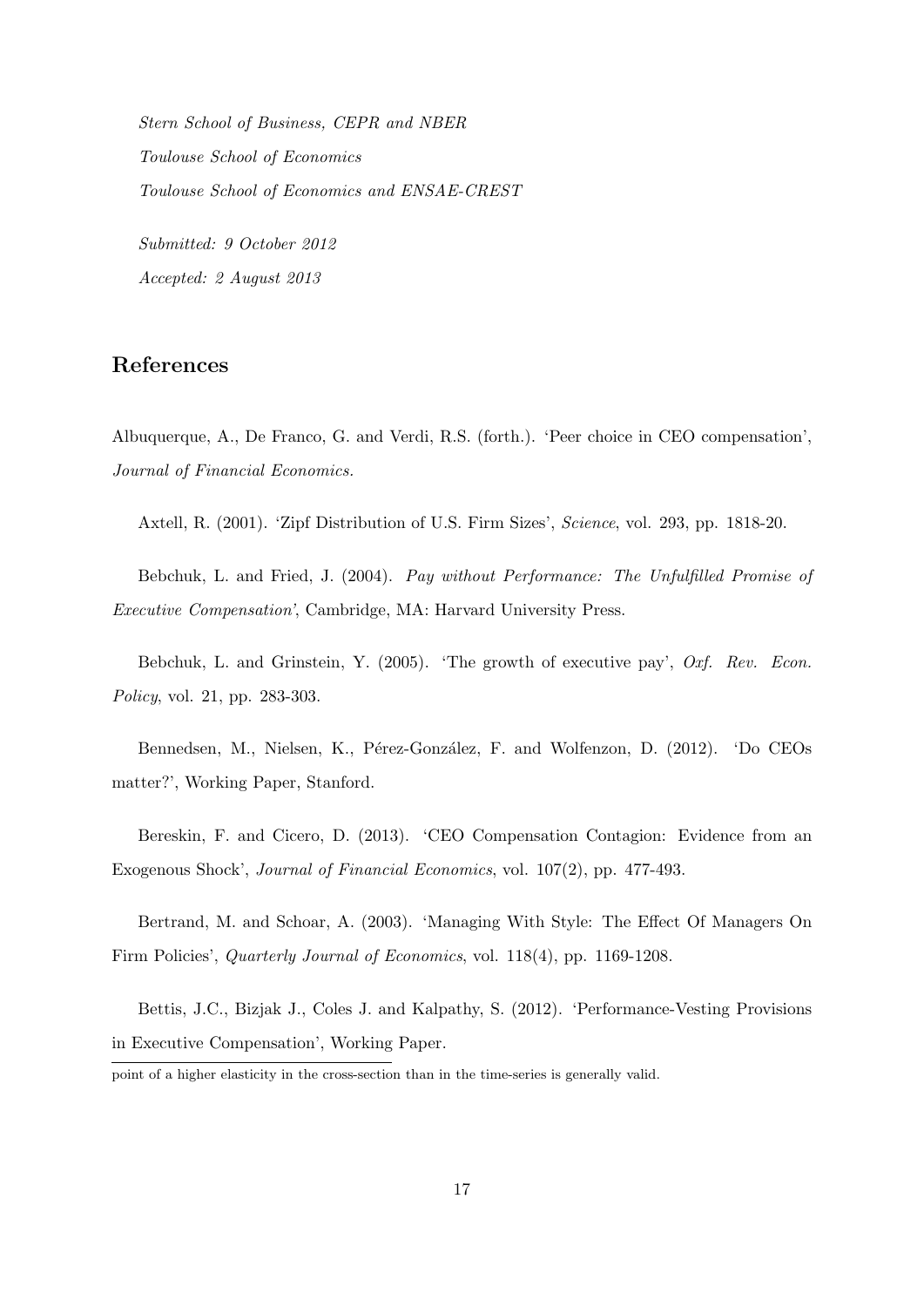*Stern School of Business, CEPR and NBER*

*Toulouse School of Economics*

*Toulouse School of Economics and ENSAE-CREST*

*Submitted: 9 October 2012*

*Accepted: 2 August 2013*

## References

Albuquerque, A., De Franco, G. and Verdi, R.S. (forth.). 'Peer choice in CEO compensation', *Journal of Financial Economics.*

Axtell, R. (2001). 'Zipf Distribution of U.S. Firm Sizes', *Science*, vol. 293, pp. 1818-20.

Bebchuk, L. and Fried, J. (2004). *Pay without Performance: The Unfulfilled Promise of Executive Compensation'*, Cambridge, MA: Harvard University Press.

Bebchuk, L. and Grinstein, Y. (2005). 'The growth of executive pay', *Oxf. Rev. Econ. Policy*, vol. 21, pp. 283-303.

Bennedsen, M., Nielsen, K., Pérez-González, F. and Wolfenzon, D. (2012). 'Do CEOs matter?', Working Paper, Stanford.

Bereskin, F. and Cicero, D. (2013). 'CEO Compensation Contagion: Evidence from an Exogenous Shock', *Journal of Financial Economics*, vol. 107(2), pp. 477-493.

Bertrand, M. and Schoar, A. (2003). 'Managing With Style: The Effect Of Managers On Firm Policies', *Quarterly Journal of Economics*, vol. 118(4), pp. 1169-1208.

Bettis, J.C., Bizjak J., Coles J. and Kalpathy, S. (2012). 'Performance-Vesting Provisions in Executive Compensation', Working Paper.

point of a higher elasticity in the cross-section than in the time-series is generally valid.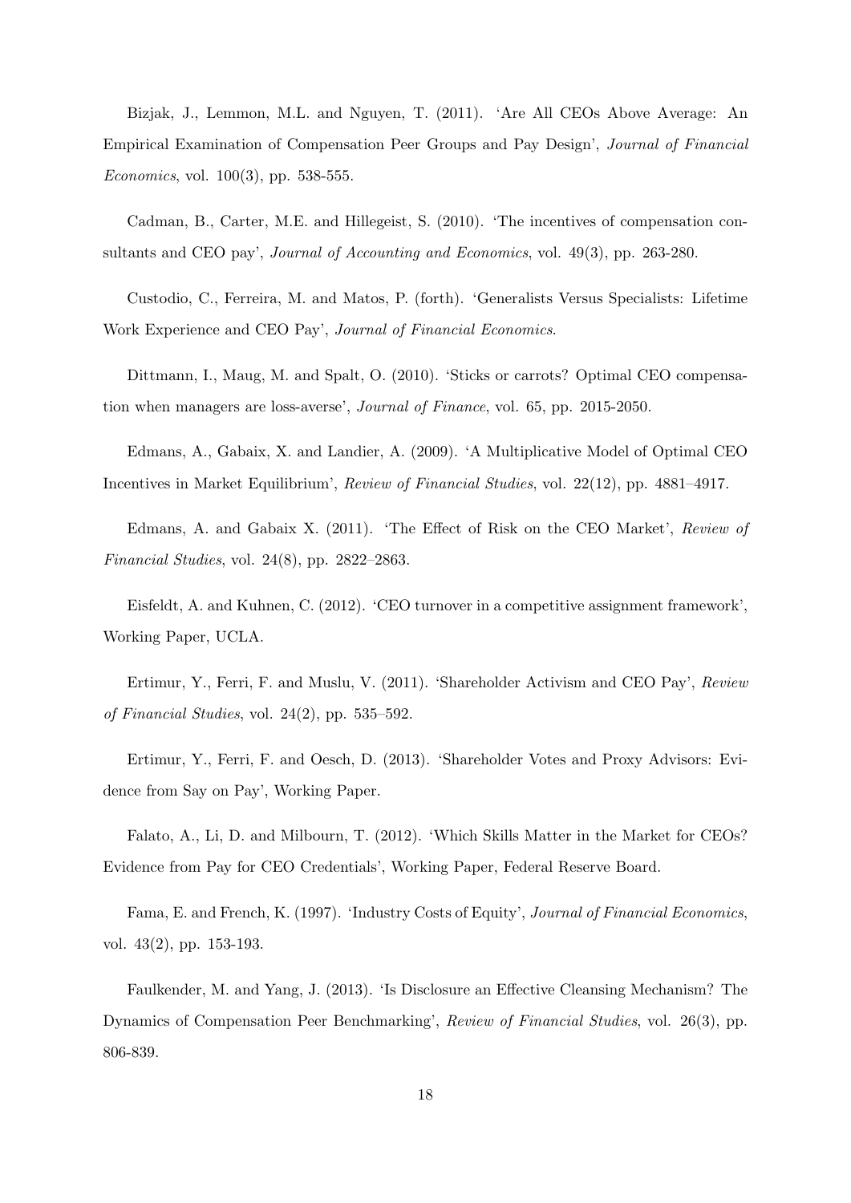Bizjak, J., Lemmon, M.L. and Nguyen, T. (2011). 'Are All CEOs Above Average: An Empirical Examination of Compensation Peer Groups and Pay Design', *Journal of Financial Economics*, vol. 100(3), pp. 538-555.

Cadman, B., Carter, M.E. and Hillegeist, S. (2010). 'The incentives of compensation consultants and CEO pay', *Journal of Accounting and Economics*, vol. 49(3), pp. 263-280.

Custodio, C., Ferreira, M. and Matos, P. (forth). 'Generalists Versus Specialists: Lifetime Work Experience and CEO Pay', *Journal of Financial Economics*.

Dittmann, I., Maug, M. and Spalt, O. (2010). 'Sticks or carrots? Optimal CEO compensation when managers are loss-averse', *Journal of Finance*, vol. 65, pp. 2015-2050.

Edmans, A., Gabaix, X. and Landier, A. (2009). 'A Multiplicative Model of Optimal CEO Incentives in Market Equilibrium', *Review of Financial Studies*, vol. 22(12), pp. 4881–4917.

Edmans, A. and Gabaix X. (2011). 'The Effect of Risk on the CEO Market', *Review of Financial Studies*, vol. 24(8), pp. 2822–2863.

Eisfeldt, A. and Kuhnen, C. (2012). 'CEO turnover in a competitive assignment framework', Working Paper, UCLA.

Ertimur, Y., Ferri, F. and Muslu, V. (2011). 'Shareholder Activism and CEO Pay', *Review of Financial Studies*, vol. 24(2), pp. 535–592.

Ertimur, Y., Ferri, F. and Oesch, D. (2013). 'Shareholder Votes and Proxy Advisors: Evidence from Say on Pay', Working Paper.

Falato, A., Li, D. and Milbourn, T. (2012). 'Which Skills Matter in the Market for CEOs? Evidence from Pay for CEO Credentials', Working Paper, Federal Reserve Board.

Fama, E. and French, K. (1997). 'Industry Costs of Equity', *Journal of Financial Economics*, vol. 43(2), pp. 153-193.

Faulkender, M. and Yang, J. (2013). 'Is Disclosure an Effective Cleansing Mechanism? The Dynamics of Compensation Peer Benchmarking', *Review of Financial Studies*, vol. 26(3), pp. 806-839.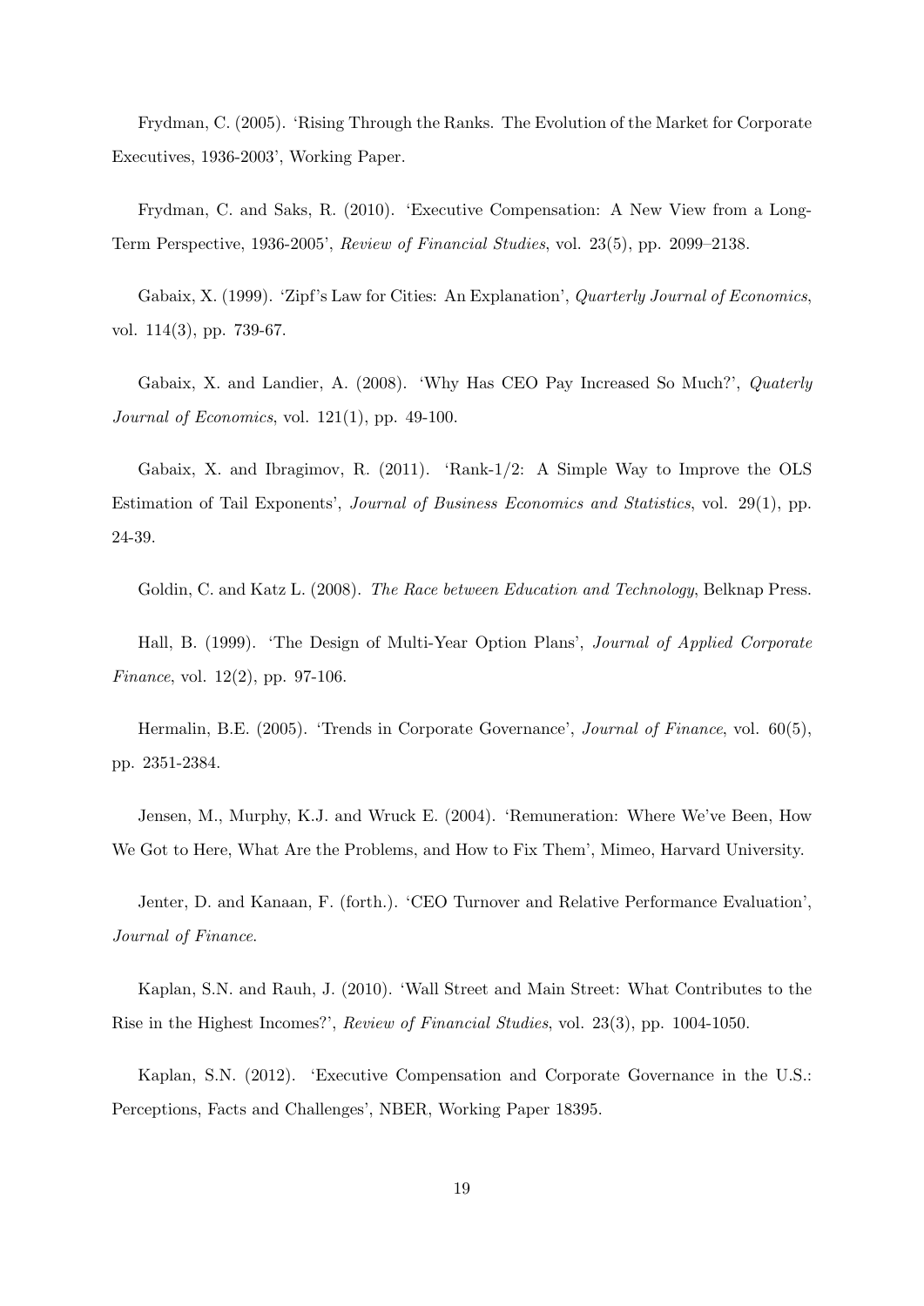Frydman, C. (2005). 'Rising Through the Ranks. The Evolution of the Market for Corporate Executives, 1936-2003', Working Paper.

Frydman, C. and Saks, R. (2010). 'Executive Compensation: A New View from a Long-Term Perspective, 1936-2005', *Review of Financial Studies*, vol. 23(5), pp. 2099–2138.

Gabaix, X. (1999). 'Zipf's Law for Cities: An Explanation', *Quarterly Journal of Economics*, vol. 114(3), pp. 739-67.

Gabaix, X. and Landier, A. (2008). 'Why Has CEO Pay Increased So Much?', *Quaterly Journal of Economics*, vol. 121(1), pp. 49-100.

Gabaix, X. and Ibragimov, R. (2011). 'Rank-1/2: A Simple Way to Improve the OLS Estimation of Tail Exponents', *Journal of Business Economics and Statistics*, vol. 29(1), pp. 24-39.

Goldin, C. and Katz L. (2008). *The Race between Education and Technology*, Belknap Press.

Hall, B. (1999). 'The Design of Multi-Year Option Plans', *Journal of Applied Corporate Finance*, vol. 12(2), pp. 97-106.

Hermalin, B.E. (2005). 'Trends in Corporate Governance', *Journal of Finance*, vol. 60(5), pp. 2351-2384.

Jensen, M., Murphy, K.J. and Wruck E. (2004). 'Remuneration: Where We've Been, How We Got to Here, What Are the Problems, and How to Fix Them', Mimeo, Harvard University.

Jenter, D. and Kanaan, F. (forth.). 'CEO Turnover and Relative Performance Evaluation', *Journal of Finance*.

Kaplan, S.N. and Rauh, J. (2010). 'Wall Street and Main Street: What Contributes to the Rise in the Highest Incomes?', *Review of Financial Studies*, vol. 23(3), pp. 1004-1050.

Kaplan, S.N. (2012). 'Executive Compensation and Corporate Governance in the U.S.: Perceptions, Facts and Challenges', NBER, Working Paper 18395.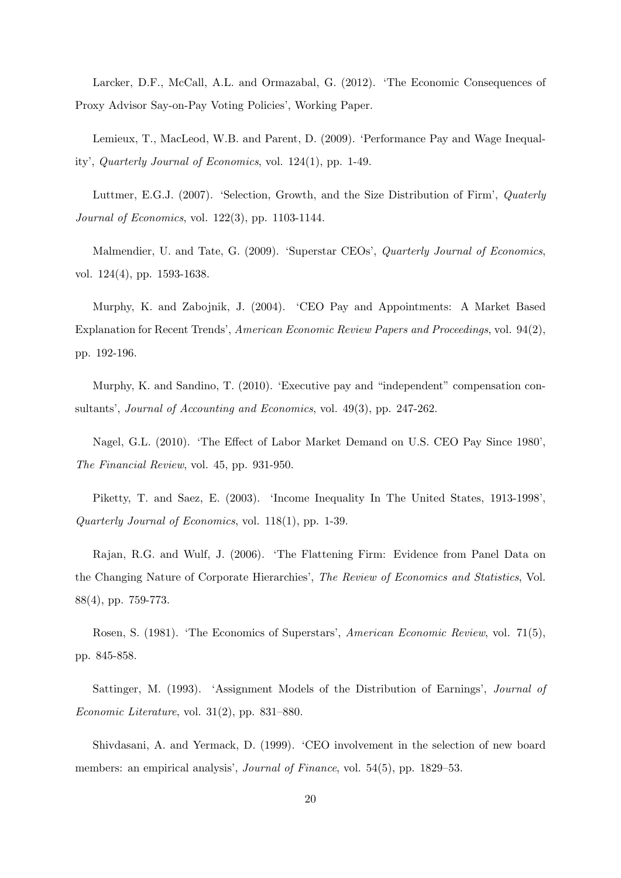Larcker, D.F., McCall, A.L. and Ormazabal, G. (2012). 'The Economic Consequences of Proxy Advisor Say-on-Pay Voting Policies', Working Paper.

Lemieux, T., MacLeod, W.B. and Parent, D. (2009). 'Performance Pay and Wage Inequality', *Quarterly Journal of Economics*, vol. 124(1), pp. 1-49.

Luttmer, E.G.J. (2007). 'Selection, Growth, and the Size Distribution of Firm', *Quaterly Journal of Economics*, vol. 122(3), pp. 1103-1144.

Malmendier, U. and Tate, G. (2009). 'Superstar CEOs', *Quarterly Journal of Economics*, vol. 124(4), pp. 1593-1638.

Murphy, K. and Zabojnik, J. (2004). 'CEO Pay and Appointments: A Market Based Explanation for Recent Trends', *American Economic Review Papers and Proceedings*, vol. 94(2), pp. 192-196.

Murphy, K. and Sandino, T. (2010). 'Executive pay and "independent" compensation consultants', *Journal of Accounting and Economics*, vol. 49(3), pp. 247-262.

Nagel, G.L. (2010). 'The Effect of Labor Market Demand on U.S. CEO Pay Since 1980', *The Financial Review*, vol. 45, pp. 931-950.

Piketty, T. and Saez, E. (2003). 'Income Inequality In The United States, 1913-1998', *Quarterly Journal of Economics*, vol. 118(1), pp. 1-39.

Rajan, R.G. and Wulf, J. (2006). 'The Flattening Firm: Evidence from Panel Data on the Changing Nature of Corporate Hierarchies', *The Review of Economics and Statistics*, Vol. 88(4), pp. 759-773.

Rosen, S. (1981). 'The Economics of Superstars', *American Economic Review*, vol. 71(5), pp. 845-858.

Sattinger, M. (1993). 'Assignment Models of the Distribution of Earnings', *Journal of Economic Literature*, vol. 31(2), pp. 831–880.

Shivdasani, A. and Yermack, D. (1999). 'CEO involvement in the selection of new board members: an empirical analysis', *Journal of Finance*, vol. 54(5), pp. 1829–53.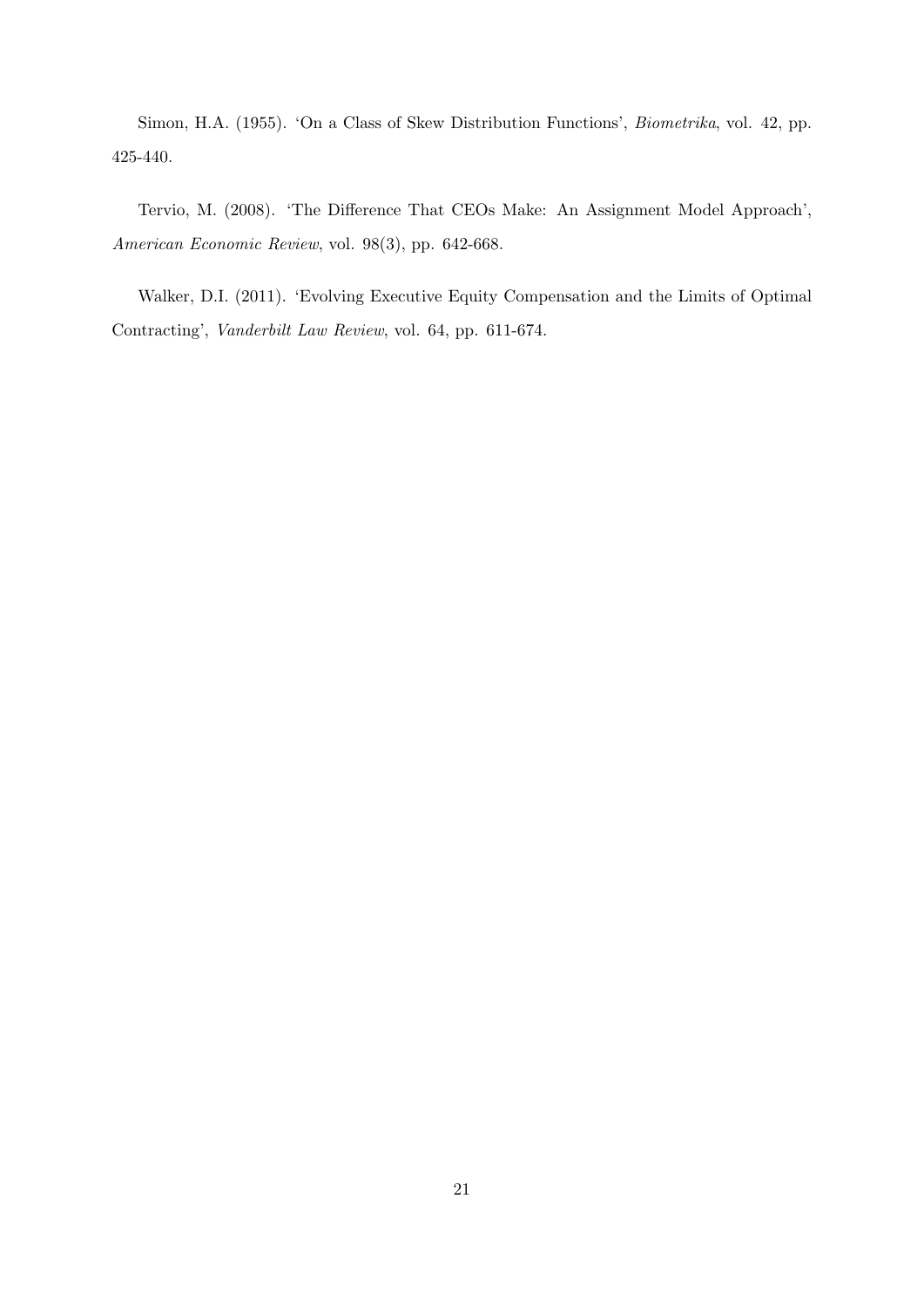Simon, H.A. (1955). 'On a Class of Skew Distribution Functions', *Biometrika*, vol. 42, pp. 425-440.

Tervio, M. (2008). 'The Difference That CEOs Make: An Assignment Model Approach', *American Economic Review*, vol. 98(3), pp. 642-668.

Walker, D.I. (2011). 'Evolving Executive Equity Compensation and the Limits of Optimal Contracting', *Vanderbilt Law Review*, vol. 64, pp. 611-674.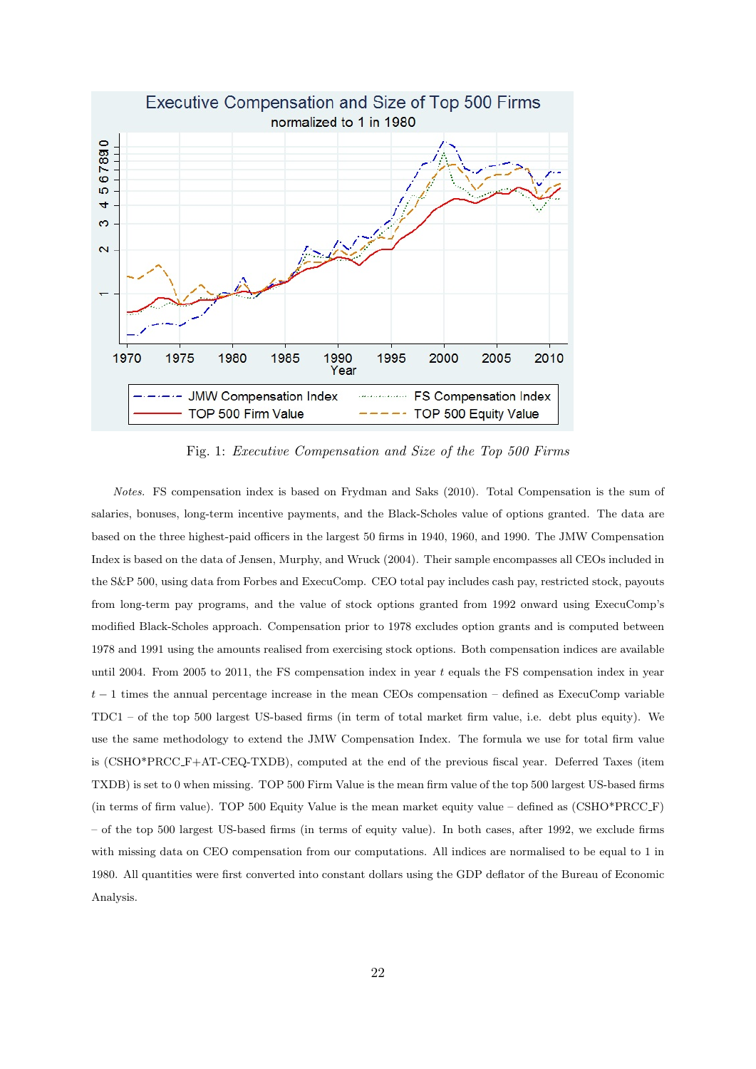Fig. 1: *Executive Compensation and Size of the Top 500 Firms*

*Notes.* FS compensation index is based on Frydman and Saks (2010). Total Compensation is the sum of salaries, bonuses, long-term incentive payments, and the Black-Scholes value of options granted. The data are based on the three highest-paid officers in the largest 50 firms in 1940, 1960, and 1990. The JMW Compensation Index is based on the data of Jensen, Murphy, and Wruck (2004). Their sample encompasses all CEOs included in the S&P 500, using data from Forbes and ExecuComp. CEO total pay includes cash pay, restricted stock, payouts from long-term pay programs, and the value of stock options granted from 1992 onward using ExecuComp's modified Black-Scholes approach. Compensation prior to 1978 excludes option grants and is computed between 1978 and 1991 using the amounts realised from exercising stock options. Both compensation indices are available until 2004. From 2005 to 2011, the FS compensation index in year $t$ equals the FS compensation index in year $t-1$ times the annual percentage increase in the mean CEOs compensation – defined as ExecuComp variable TDC1 – of the top 500 largest US-based firms (in term of total market firm value, i.e. debt plus equity). We use the same methodology to extend the JMW Compensation Index. The formula we use for total firm value is (CSHO*PRCC_F+AT-CEQ-TXDB), computed at the end of the previous fiscal year. Deferred Taxes (item TXDB) is set to 0 when missing. TOP 500 Firm Value is the mean firm value of the top 500 largest US-based firms (in terms of firm value). TOP 500 Equity Value is the mean market equity value – defined as (CSHO*PRCC_F) – of the top 500 largest US-based firms (in terms of equity value). In both cases, after 1992, we exclude firms with missing data on CEO compensation from our computations. All indices are normalised to be equal to 1 in 1980. All quantities were first converted into constant dollars using the GDP deflator of the Bureau of Economic Analysis.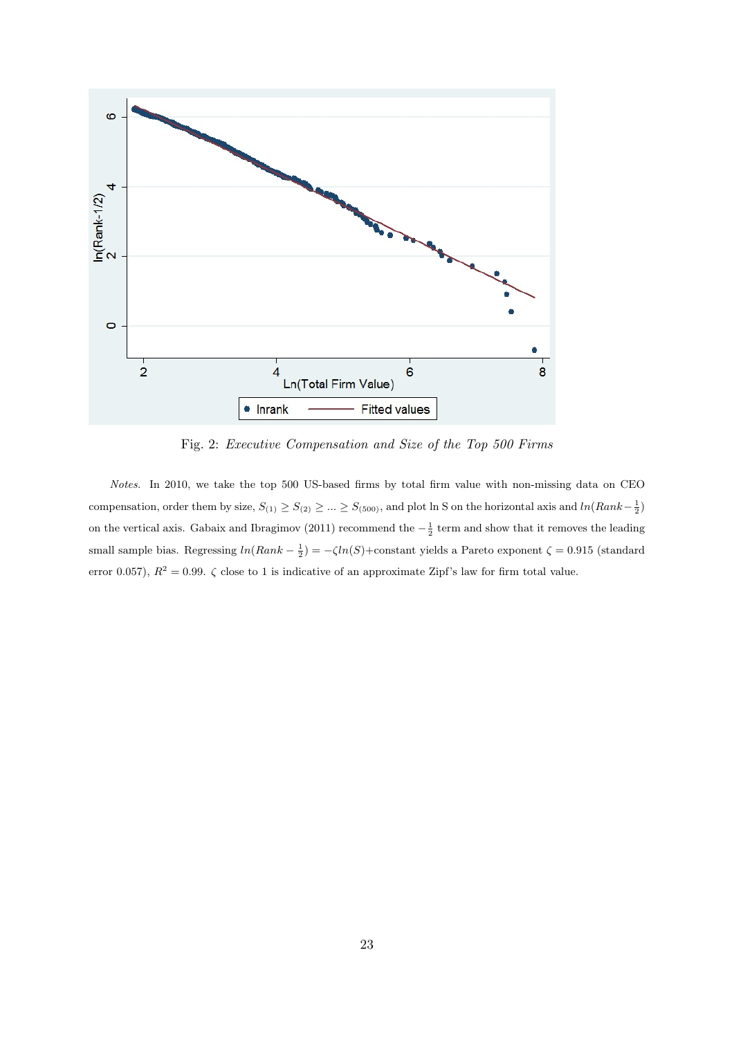Fig. 2: *Executive Compensation and Size of the Top 500 Firms*

*Notes.* In 2010, we take the top 500 US-based firms by total firm value with non-missing data on CEO compensation, order them by size, $S_{(1)} \geq S_{(2)} \geq ... \geq S_{(500)}$, and plot ln S on the horizontal axis and $ln(Rank - \frac{1}{2})$ on the vertical axis. Gabaix and Ibragimov (2011) recommend the $-\frac{1}{2}$ term and show that it removes the leading small sample bias. Regressing $ln(Rank - \frac{1}{2}) = -\zeta ln(S)$+constant yields a Pareto exponent $\zeta = 0.915$ (standard error 0.057), $R^2 = 0.99$. $\zeta$ close to 1 is indicative of an approximate Zipf's law for firm total value.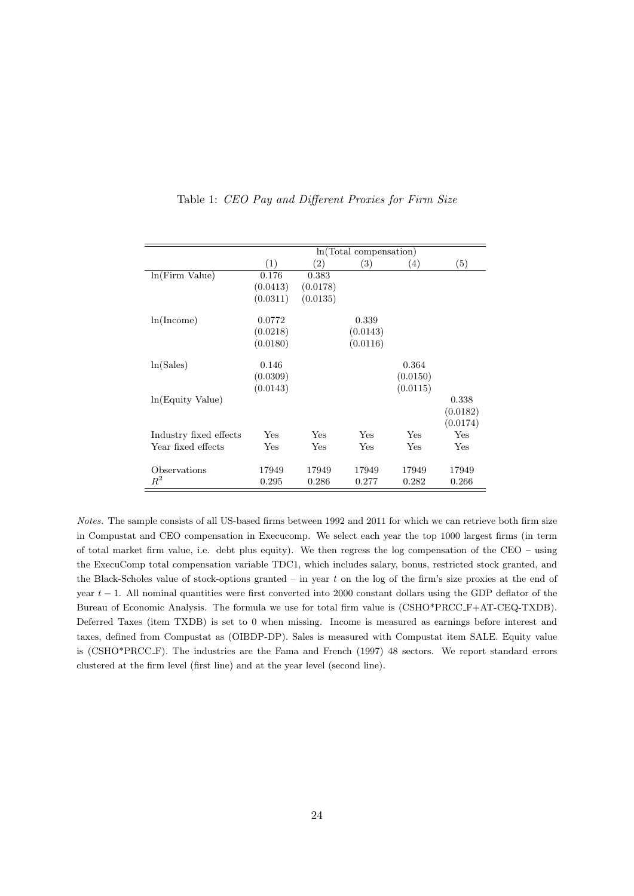Table 1: *CEO Pay and Different Proxies for Firm Size*

| | ln(Total compensation) | | | | |
|---|---|---|---|---|---|
| | (1) | (2) | (3) | (4) | (5) |
| ln(Firm Value) | 0.176 | 0.383 | | | |
| | (0.0413) | (0.0178) | | | |
| | (0.0311) | (0.0135) | | | |
| ln(Income) | 0.0772 | | 0.339 | | |
| | (0.0218) | | (0.0143) | | |
| | (0.0180) | | (0.0116) | | |
| ln(Sales) | 0.146 | | | 0.364 | |
| | (0.0309) | | | (0.0150) | |
| | (0.0143) | | | (0.0115) | |
| ln(Equity Value) | | | | | 0.338 |
| | | | | | (0.0182) |
| | | | | | (0.0174) |
| Industry fixed effects | Yes | Yes | Yes | Yes | Yes |
| Year fixed effects | Yes | Yes | Yes | Yes | Yes |
| Observations | 17949 | 17949 | 17949 | 17949 | 17949 |
| $R^2$ | 0.295 | 0.286 | 0.277 | 0.282 | 0.266 |

*Notes.* The sample consists of all US-based firms between 1992 and 2011 for which we can retrieve both firm size in Compustat and CEO compensation in Execucomp. We select each year the top 1000 largest firms (in term of total market firm value, i.e. debt plus equity). We then regress the log compensation of the CEO – using the ExecuComp total compensation variable TDC1, which includes salary, bonus, restricted stock granted, and the Black-Scholes value of stock-options granted – in year $t$ on the log of the firm's size proxies at the end of year $t-1$. All nominal quantities were first converted into 2000 constant dollars using the GDP deflator of the Bureau of Economic Analysis. The formula we use for total firm value is (CSHO*PRCC_F+AT-CEQ-TXDB). Deferred Taxes (item TXDB) is set to 0 when missing. Income is measured as earnings before interest and taxes, defined from Compustat as (OIBDP-DP). Sales is measured with Compustat item SALE. Equity value is (CSHO*PRCC_F). The industries are the Fama and French (1997) 48 sectors. We report standard errors clustered at the firm level (first line) and at the year level (second line).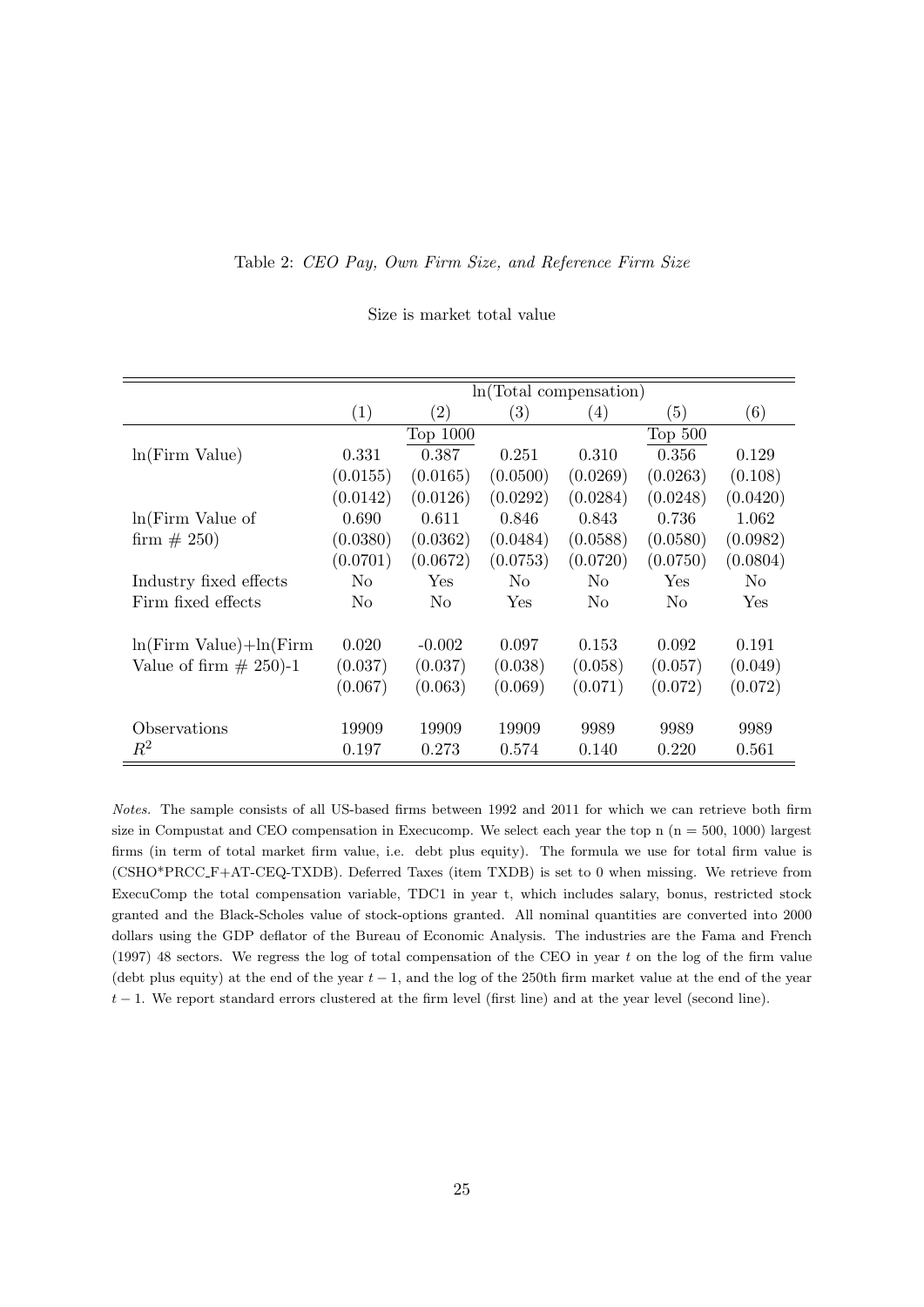Table 2: *CEO Pay, Own Firm Size, and Reference Firm Size*

Size is market total value

| | ln(Total compensation) | | | | | |
|---|---|---|---|---|---|---|
| | (1) | (2) | (3) | (4) | (5) | (6) |
| | | Top 1000 | | | Top 500 | |
| ln(Firm Value) | 0.331 | 0.387 | 0.251 | 0.310 | 0.356 | 0.129 |
| | (0.0155) | (0.0165) | (0.0500) | (0.0269) | (0.0263) | (0.108) |
| | (0.0142) | (0.0126) | (0.0292) | (0.0284) | (0.0248) | (0.0420) |
| ln(Firm Value of firm # 250) | 0.690 | 0.611 | 0.846 | 0.843 | 0.736 | 1.062 |
| | (0.0380) | (0.0362) | (0.0484) | (0.0588) | (0.0580) | (0.0982) |
| | (0.0701) | (0.0672) | (0.0753) | (0.0720) | (0.0750) | (0.0804) |
| Industry fixed effects | No | Yes | No | No | Yes | No |
| Firm fixed effects | No | No | Yes | No | No | Yes |
| ln(Firm Value)+ln(Firm Value of firm # 250)-1 | 0.020 | -0.002 | 0.097 | 0.153 | 0.092 | 0.191 |
| | (0.037) | (0.037) | (0.038) | (0.058) | (0.057) | (0.049) |
| | (0.067) | (0.063) | (0.069) | (0.071) | (0.072) | (0.072) |
| Observations | 19909 | 19909 | 19909 | 9989 | 9989 | 9989 |
| $R^2$ | 0.197 | 0.273 | 0.574 | 0.140 | 0.220 | 0.561 |

*Notes.* The sample consists of all US-based firms between 1992 and 2011 for which we can retrieve both firm size in Compustat and CEO compensation in Execucomp. We select each year the top n (n = 500, 1000) largest firms (in term of total market firm value, i.e. debt plus equity). The formula we use for total firm value is (CSHO*PRCC_F+AT-CEQ-TXDB). Deferred Taxes (item TXDB) is set to 0 when missing. We retrieve from ExecuComp the total compensation variable, TDC1 in year t, which includes salary, bonus, restricted stock granted and the Black-Scholes value of stock-options granted. All nominal quantities are converted into 2000 dollars using the GDP deflator of the Bureau of Economic Analysis. The industries are the Fama and French (1997) 48 sectors. We regress the log of total compensation of the CEO in year $t$ on the log of the firm value (debt plus equity) at the end of the year $t-1$, and the log of the 250th firm market value at the end of the year $t-1$. We report standard errors clustered at the firm level (first line) and at the year level (second line).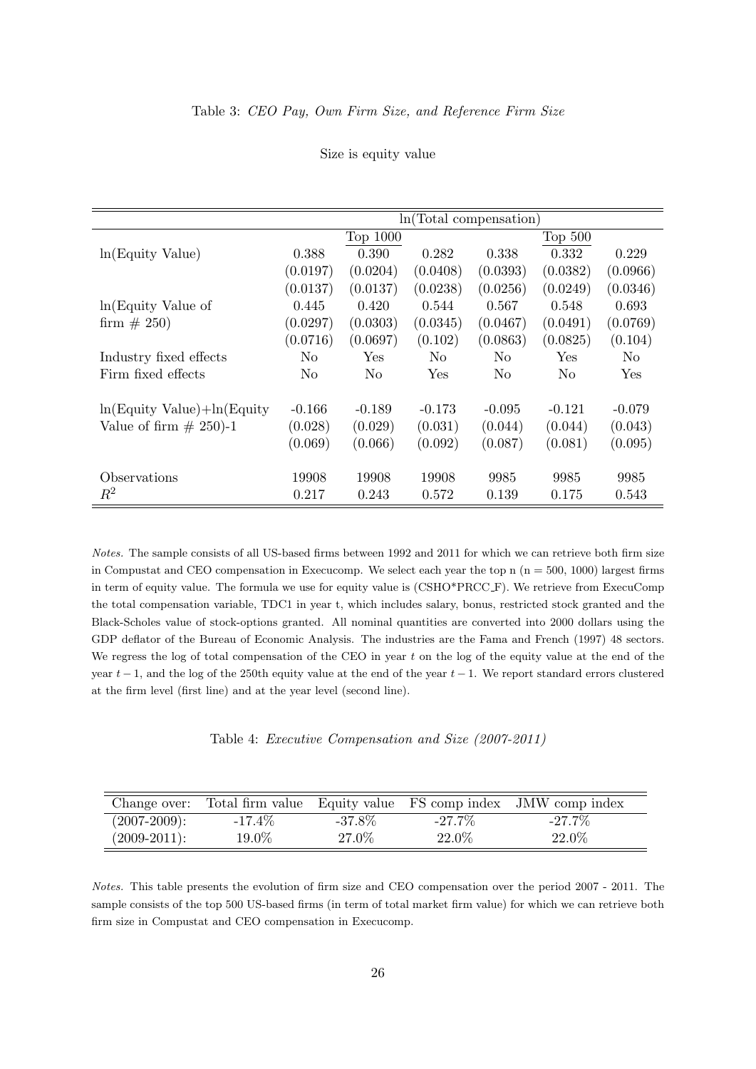Table 3: *CEO Pay, Own Firm Size, and Reference Firm Size*

Size is equity value

| | ln(Total compensation) | | | | | |
|---|---|---|---|---|---|---|
| | | Top 1000 | | | Top 500 | |
| ln(Equity Value) | 0.388 | 0.390 | 0.282 | 0.338 | 0.332 | 0.229 |
| | (0.0197) | (0.0204) | (0.0408) | (0.0393) | (0.0382) | (0.0966) |
| | (0.0137) | (0.0137) | (0.0238) | (0.0256) | (0.0249) | (0.0346) |
| ln(Equity Value of firm # 250) | 0.445 | 0.420 | 0.544 | 0.567 | 0.548 | 0.693 |
| | (0.0297) | (0.0303) | (0.0345) | (0.0467) | (0.0491) | (0.0769) |
| | (0.0716) | (0.0697) | (0.102) | (0.0863) | (0.0825) | (0.104) |
| Industry fixed effects | No | Yes | No | No | Yes | No |
| Firm fixed effects | No | No | Yes | No | No | Yes |
| ln(Equity Value)+ln(Equity Value of firm # 250)-1 | -0.166 | -0.189 | -0.173 | -0.095 | -0.121 | -0.079 |
| | (0.028) | (0.029) | (0.031) | (0.044) | (0.044) | (0.043) |
| | (0.069) | (0.066) | (0.092) | (0.087) | (0.081) | (0.095) |
| Observations | 19908 | 19908 | 19908 | 9985 | 9985 | 9985 |
| $R^2$ | 0.217 | 0.243 | 0.572 | 0.139 | 0.175 | 0.543 |

*Notes.* The sample consists of all US-based firms between 1992 and 2011 for which we can retrieve both firm size in Compustat and CEO compensation in Execucomp. We select each year the top n (n = 500, 1000) largest firms in term of equity value. The formula we use for equity value is (CSHO*PRCC_F). We retrieve from ExecuComp the total compensation variable, TDC1 in year t, which includes salary, bonus, restricted stock granted and the Black-Scholes value of stock-options granted. All nominal quantities are converted into 2000 dollars using the GDP deflator of the Bureau of Economic Analysis. The industries are the Fama and French (1997) 48 sectors. We regress the log of total compensation of the CEO in year $t$ on the log of the equity value at the end of the year $t-1$, and the log of the 250th equity value at the end of the year $t-1$. We report standard errors clustered at the firm level (first line) and at the year level (second line).

Table 4: *Executive Compensation and Size (2007-2011)*

| Change over: | Total firm value | Equity value | FS comp index | JMW comp index |
|---|---|---|---|---|
| (2007-2009): | -17.4% | -37.8% | -27.7% | -27.7% |
| (2009-2011): | 19.0% | 27.0% | 22.0% | 22.0% |

*Notes.* This table presents the evolution of firm size and CEO compensation over the period 2007 - 2011. The sample consists of the top 500 US-based firms (in term of total market firm value) for which we can retrieve both firm size in Compustat and CEO compensation in Execucomp.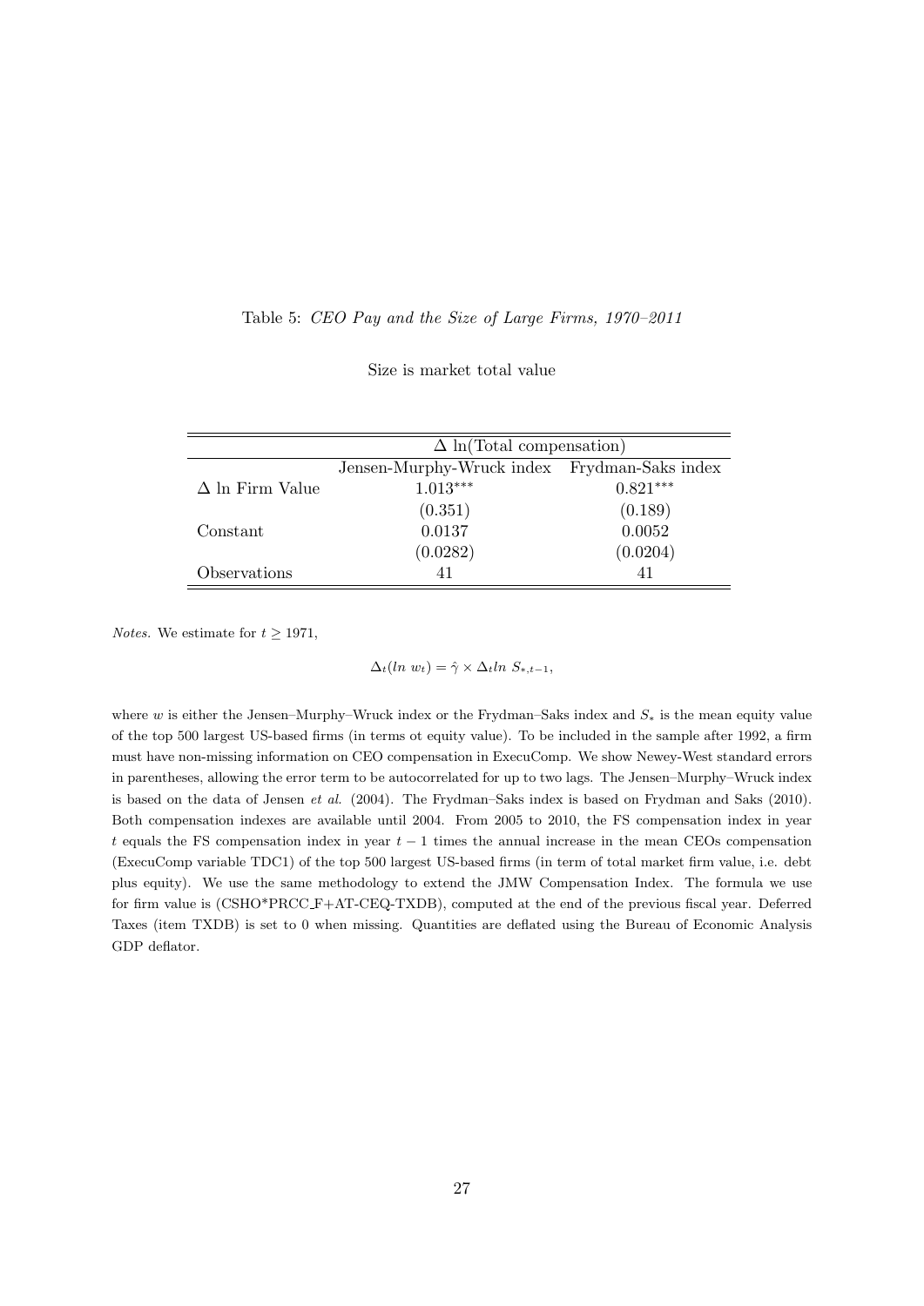Table 5: *CEO Pay and the Size of Large Firms, 1970–2011*

Size is market total value

| | $\Delta$ ln(Total compensation) | |
|---|---|---|
| | Jensen-Murphy-Wruck index | Frydman-Saks index |
| $\Delta$ ln Firm Value | $1.013^{***}$ | $0.821^{***}$ |
| | (0.351) | (0.189) |
| Constant | 0.0137 | 0.0052 |
| | (0.0282) | (0.0204) |
| Observations | 41 | 41 |

*Notes.* We estimate for $t \geq 1971$,

$$\Delta_t(ln\ w_t) = \hat{\gamma} \times \Delta_t ln\ S_{*,t-1},$$

where $w$ is either the Jensen–Murphy–Wruck index or the Frydman–Saks index and $S_*$ is the mean equity value of the top 500 largest US-based firms (in terms ot equity value). To be included in the sample after 1992, a firm must have non-missing information on CEO compensation in ExecuComp. We show Newey-West standard errors in parentheses, allowing the error term to be autocorrelated for up to two lags. The Jensen–Murphy–Wruck index is based on the data of Jensen *et al.* (2004). The Frydman–Saks index is based on Frydman and Saks (2010). Both compensation indexes are available until 2004. From 2005 to 2010, the FS compensation index in year $t$ equals the FS compensation index in year $t-1$ times the annual increase in the mean CEOs compensation (ExecuComp variable TDC1) of the top 500 largest US-based firms (in term of total market firm value, i.e. debt plus equity). We use the same methodology to extend the JMW Compensation Index. The formula we use for firm value is (CSHO*PRCC_F+AT-CEQ-TXDB), computed at the end of the previous fiscal year. Deferred Taxes (item TXDB) is set to 0 when missing. Quantities are deflated using the Bureau of Economic Analysis GDP deflator.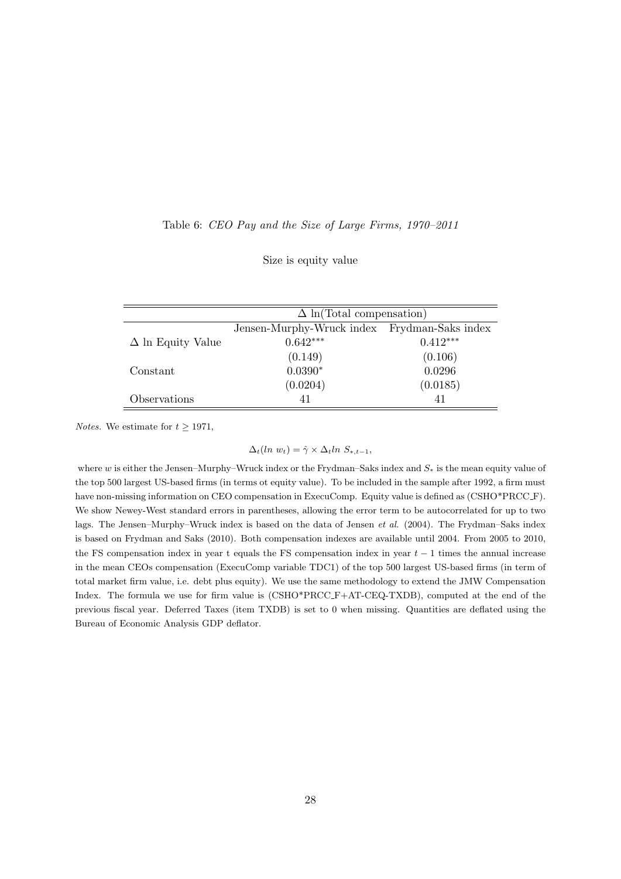Table 6: *CEO Pay and the Size of Large Firms, 1970–2011*

Size is equity value

| | $\Delta$ ln(Total compensation) | |
|---|---|---|
| | Jensen-Murphy-Wruck index | Frydman-Saks index |
| $\Delta$ ln Equity Value | $0.642^{***}$ | $0.412^{***}$ |
| | (0.149) | (0.106) |
| Constant | $0.0390^{*}$ | 0.0296 |
| | (0.0204) | (0.0185) |
| Observations | 41 | 41 |

*Notes.* We estimate for $t \geq 1971$,

$$\Delta_t(ln\ w_t) = \hat{\gamma} \times \Delta_t ln\ S_{*,t-1},$$

where $w$ is either the Jensen–Murphy–Wruck index or the Frydman–Saks index and $S_*$ is the mean equity value of the top 500 largest US-based firms (in terms ot equity value). To be included in the sample after 1992, a firm must have non-missing information on CEO compensation in ExecuComp. Equity value is defined as (CSHO*PRCC_F). We show Newey-West standard errors in parentheses, allowing the error term to be autocorrelated for up to two lags. The Jensen–Murphy–Wruck index is based on the data of Jensen *et al.* (2004). The Frydman–Saks index is based on Frydman and Saks (2010). Both compensation indexes are available until 2004. From 2005 to 2010, the FS compensation index in year t equals the FS compensation index in year $t-1$ times the annual increase in the mean CEOs compensation (ExecuComp variable TDC1) of the top 500 largest US-based firms (in term of total market firm value, i.e. debt plus equity). We use the same methodology to extend the JMW Compensation Index. The formula we use for firm value is (CSHO*PRCC_F+AT-CEQ-TXDB), computed at the end of the previous fiscal year. Deferred Taxes (item TXDB) is set to 0 when missing. Quantities are deflated using the Bureau of Economic Analysis GDP deflator.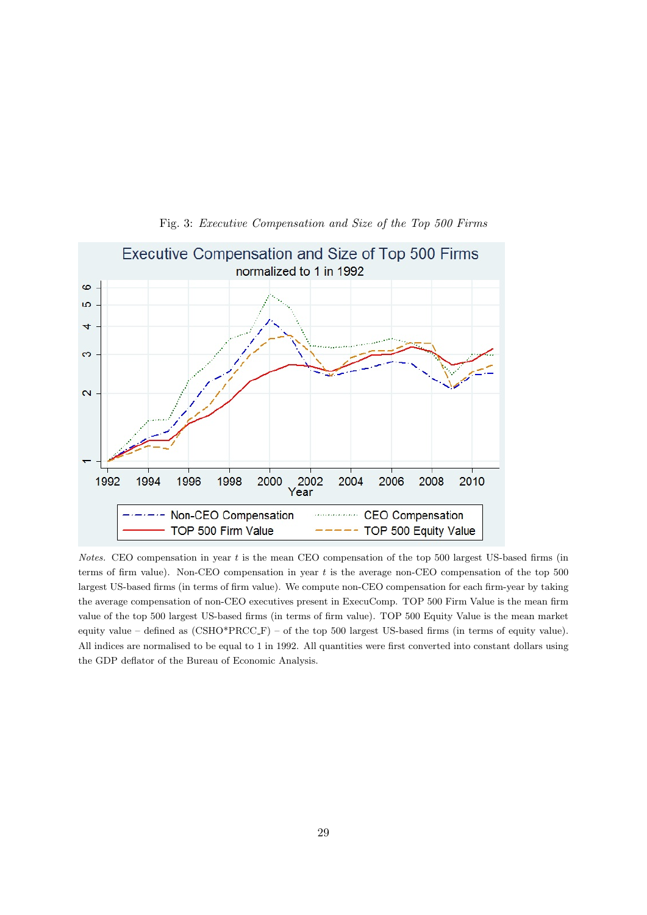Fig. 3: *Executive Compensation and Size of the Top 500 Firms*

*Notes.* CEO compensation in year $t$ is the mean CEO compensation of the top 500 largest US-based firms (in terms of firm value). Non-CEO compensation in year $t$ is the average non-CEO compensation of the top 500 largest US-based firms (in terms of firm value). We compute non-CEO compensation for each firm-year by taking the average compensation of non-CEO executives present in ExecuComp. TOP 500 Firm Value is the mean firm value of the top 500 largest US-based firms (in terms of firm value). TOP 500 Equity Value is the mean market equity value – defined as (CSHO*PRCC_F) – of the top 500 largest US-based firms (in terms of equity value). All indices are normalised to be equal to 1 in 1992. All quantities were first converted into constant dollars using the GDP deflator of the Bureau of Economic Analysis.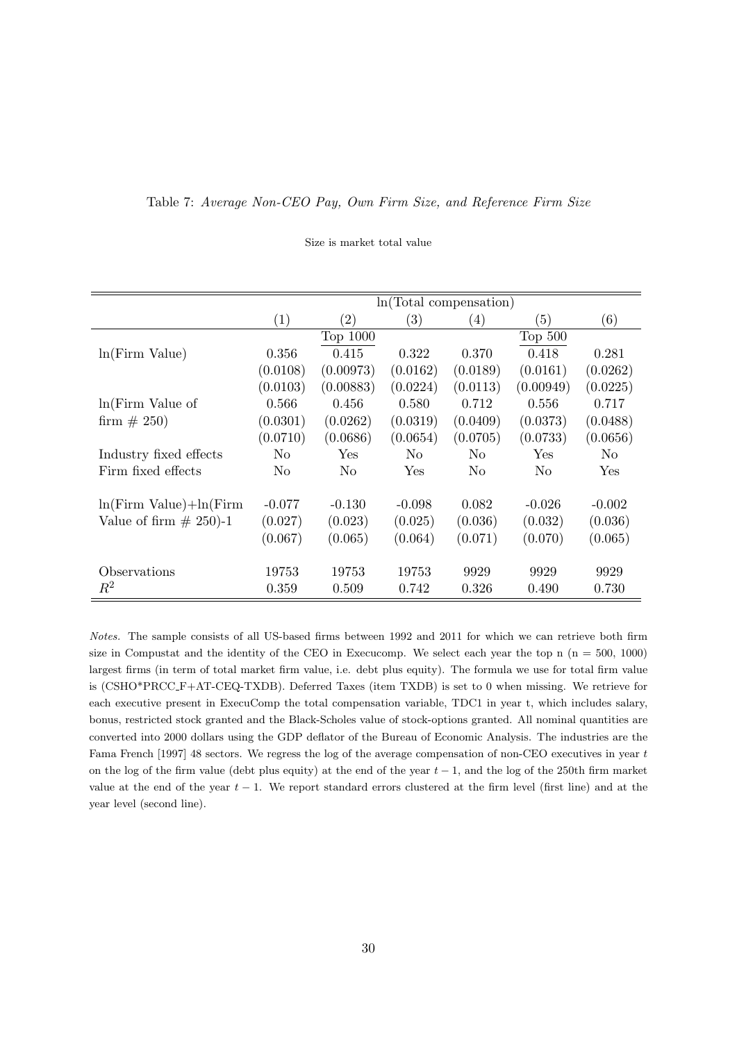Table 7: *Average Non-CEO Pay, Own Firm Size, and Reference Firm Size*

Size is market total value

| | ln(Total compensation) | | | | | |
|---|---|---|---|---|---|---|
| | (1) | (2) | (3) | (4) | (5) | (6) |
| | | Top 1000 | | | Top 500 | |
| ln(Firm Value) | 0.356 | 0.415 | 0.322 | 0.370 | 0.418 | 0.281 |
| | (0.0108) | (0.00973) | (0.0162) | (0.0189) | (0.0161) | (0.0262) |
| | (0.0103) | (0.00883) | (0.0224) | (0.0113) | (0.00949) | (0.0225) |
| ln(Firm Value of firm # 250) | 0.566 | 0.456 | 0.580 | 0.712 | 0.556 | 0.717 |
| | (0.0301) | (0.0262) | (0.0319) | (0.0409) | (0.0373) | (0.0488) |
| | (0.0710) | (0.0686) | (0.0654) | (0.0705) | (0.0733) | (0.0656) |
| Industry fixed effects | No | Yes | No | No | Yes | No |
| Firm fixed effects | No | No | Yes | No | No | Yes |
| ln(Firm Value)+ln(Firm Value of firm # 250)-1 | -0.077 | -0.130 | -0.098 | 0.082 | -0.026 | -0.002 |
| | (0.027) | (0.023) | (0.025) | (0.036) | (0.032) | (0.036) |
| | (0.067) | (0.065) | (0.064) | (0.071) | (0.070) | (0.065) |
| Observations | 19753 | 19753 | 19753 | 9929 | 9929 | 9929 |
| $R^2$ | 0.359 | 0.509 | 0.742 | 0.326 | 0.490 | 0.730 |

*Notes.* The sample consists of all US-based firms between 1992 and 2011 for which we can retrieve both firm size in Compustat and the identity of the CEO in Execucomp. We select each year the top n (n = 500, 1000) largest firms (in term of total market firm value, i.e. debt plus equity). The formula we use for total firm value is (CSHO*PRCC_F+AT-CEQ-TXDB). Deferred Taxes (item TXDB) is set to 0 when missing. We retrieve for each executive present in ExecuComp the total compensation variable, TDC1 in year t, which includes salary, bonus, restricted stock granted and the Black-Scholes value of stock-options granted. All nominal quantities are converted into 2000 dollars using the GDP deflator of the Bureau of Economic Analysis. The industries are the Fama French [1997] 48 sectors. We regress the log of the average compensation of non-CEO executives in year $t$ on the log of the firm value (debt plus equity) at the end of the year $t-1$, and the log of the 250th firm market value at the end of the year $t-1$. We report standard errors clustered at the firm level (first line) and at the year level (second line).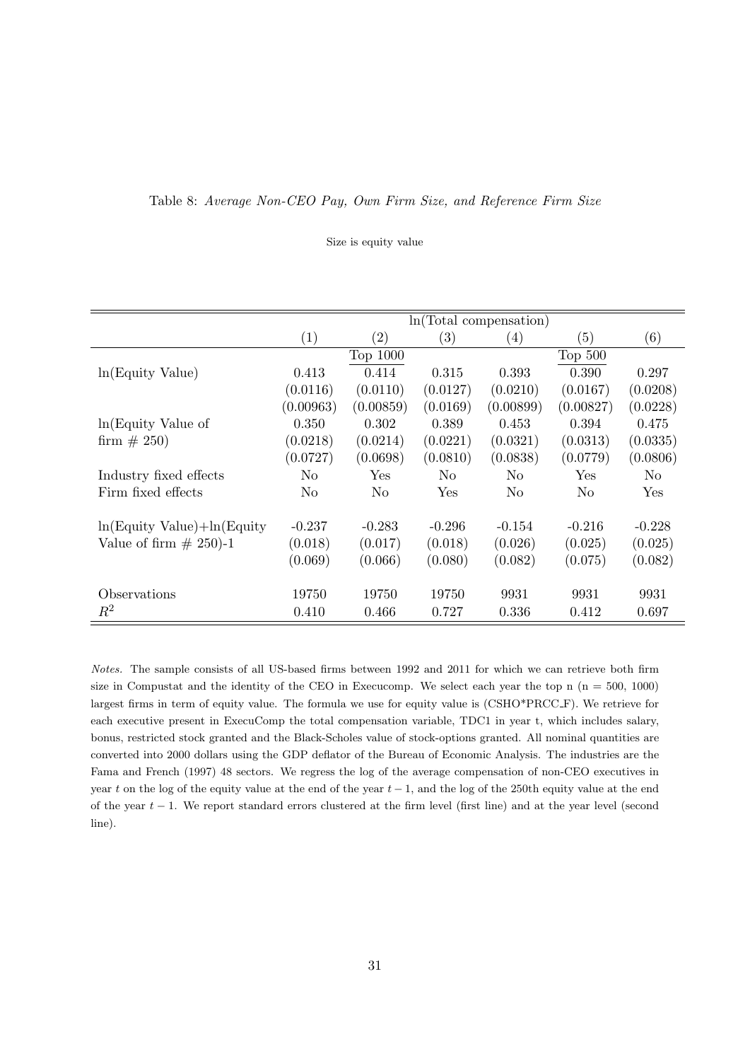Table 8: *Average Non-CEO Pay, Own Firm Size, and Reference Firm Size*

Size is equity value

| | ln(Total compensation) | | | | | |
|---|---|---|---|---|---|---|
| | (1) | (2) | (3) | (4) | (5) | (6) |
| | | Top 1000 | | | Top 500 | |
| ln(Equity Value) | 0.413 | 0.414 | 0.315 | 0.393 | 0.390 | 0.297 |
| | (0.0116) | (0.0110) | (0.0127) | (0.0210) | (0.0167) | (0.0208) |
| | (0.00963) | (0.00859) | (0.0169) | (0.00899) | (0.00827) | (0.0228) |
| ln(Equity Value of firm # 250) | 0.350 | 0.302 | 0.389 | 0.453 | 0.394 | 0.475 |
| | (0.0218) | (0.0214) | (0.0221) | (0.0321) | (0.0313) | (0.0335) |
| | (0.0727) | (0.0698) | (0.0810) | (0.0838) | (0.0779) | (0.0806) |
| Industry fixed effects | No | Yes | No | No | Yes | No |
| Firm fixed effects | No | No | Yes | No | No | Yes |
| ln(Equity Value)+ln(Equity Value of firm # 250)-1 | -0.237 | -0.283 | -0.296 | -0.154 | -0.216 | -0.228 |
| | (0.018) | (0.017) | (0.018) | (0.026) | (0.025) | (0.025) |
| | (0.069) | (0.066) | (0.080) | (0.082) | (0.075) | (0.082) |
| Observations | 19750 | 19750 | 19750 | 9931 | 9931 | 9931 |
| $R^2$ | 0.410 | 0.466 | 0.727 | 0.336 | 0.412 | 0.697 |

*Notes.* The sample consists of all US-based firms between 1992 and 2011 for which we can retrieve both firm size in Compustat and the identity of the CEO in Execucomp. We select each year the top n (n = 500, 1000) largest firms in term of equity value. The formula we use for equity value is (CSHO*PRCC_F). We retrieve for each executive present in ExecuComp the total compensation variable, TDC1 in year t, which includes salary, bonus, restricted stock granted and the Black-Scholes value of stock-options granted. All nominal quantities are converted into 2000 dollars using the GDP deflator of the Bureau of Economic Analysis. The industries are the Fama and French (1997) 48 sectors. We regress the log of the average compensation of non-CEO executives in year $t$ on the log of the equity value at the end of the year $t-1$, and the log of the 250th equity value at the end of the year $t-1$. We report standard errors clustered at the firm level (first line) and at the year level (second line).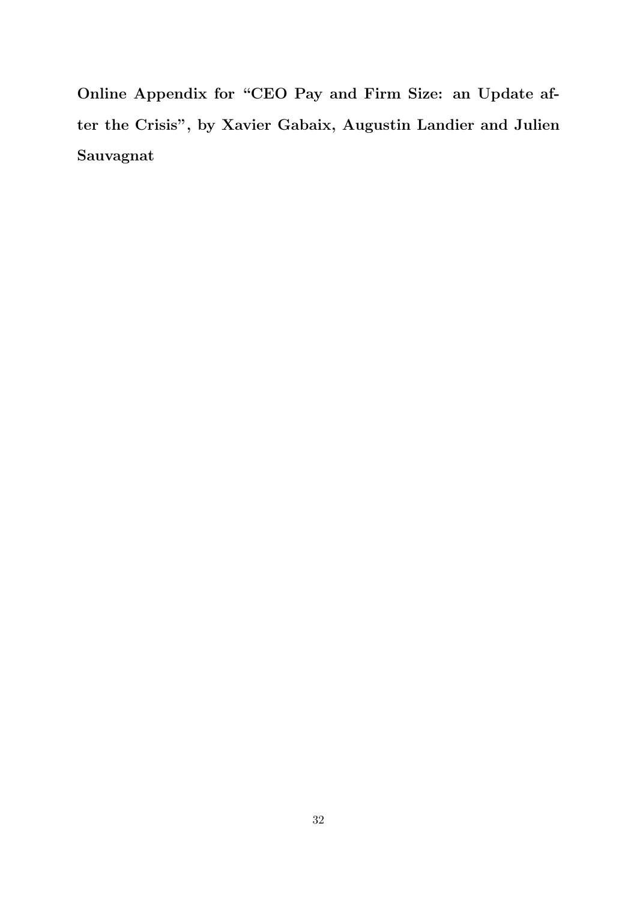**Online Appendix for "CEO Pay and Firm Size: an Update after the Crisis", by Xavier Gabaix, Augustin Landier and Julien Sauvagnat**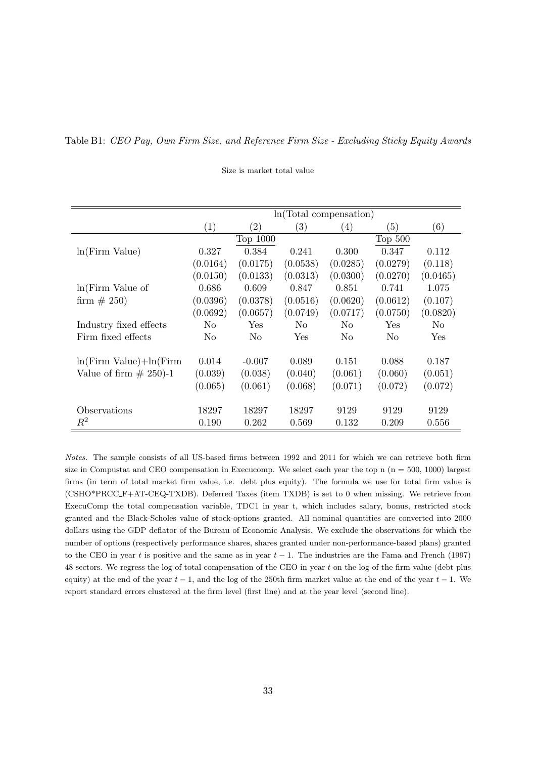Table B1: *CEO Pay, Own Firm Size, and Reference Firm Size - Excluding Sticky Equity Awards*

Size is market total value

| | ln(Total compensation) | | | | | |
|---|---|---|---|---|---|---|
| | (1) | (2) | (3) | (4) | (5) | (6) |
| | | Top 1000 | | | Top 500 | |
| ln(Firm Value) | 0.327 | 0.384 | 0.241 | 0.300 | 0.347 | 0.112 |
| | (0.0164) | (0.0175) | (0.0538) | (0.0285) | (0.0279) | (0.118) |
| | (0.0150) | (0.0133) | (0.0313) | (0.0300) | (0.0270) | (0.0465) |
| ln(Firm Value of firm # 250) | 0.686 | 0.609 | 0.847 | 0.851 | 0.741 | 1.075 |
| | (0.0396) | (0.0378) | (0.0516) | (0.0620) | (0.0612) | (0.107) |
| | (0.0692) | (0.0657) | (0.0749) | (0.0717) | (0.0750) | (0.0820) |
| Industry fixed effects | No | Yes | No | No | Yes | No |
| Firm fixed effects | No | No | Yes | No | No | Yes |
| ln(Firm Value)+ln(Firm Value of firm # 250)-1 | 0.014 | -0.007 | 0.089 | 0.151 | 0.088 | 0.187 |
| | (0.039) | (0.038) | (0.040) | (0.061) | (0.060) | (0.051) |
| | (0.065) | (0.061) | (0.068) | (0.071) | (0.072) | (0.072) |
| Observations | 18297 | 18297 | 18297 | 9129 | 9129 | 9129 |
| $R^2$ | 0.190 | 0.262 | 0.569 | 0.132 | 0.209 | 0.556 |

*Notes.* The sample consists of all US-based firms between 1992 and 2011 for which we can retrieve both firm size in Compustat and CEO compensation in Execucomp. We select each year the top n (n = 500, 1000) largest firms (in term of total market firm value, i.e. debt plus equity). The formula we use for total firm value is (CSHO*PRCC_F+AT-CEQ-TXDB). Deferred Taxes (item TXDB) is set to 0 when missing. We retrieve from ExecuComp the total compensation variable, TDC1 in year t, which includes salary, bonus, restricted stock granted and the Black-Scholes value of stock-options granted. All nominal quantities are converted into 2000 dollars using the GDP deflator of the Bureau of Economic Analysis. We exclude the observations for which the number of options (respectively performance shares, shares granted under non-performance-based plans) granted to the CEO in year $t$ is positive and the same as in year $t-1$. The industries are the Fama and French (1997) 48 sectors. We regress the log of total compensation of the CEO in year $t$ on the log of the firm value (debt plus equity) at the end of the year $t-1$, and the log of the 250th firm market value at the end of the year $t-1$. We report standard errors clustered at the firm level (first line) and at the year level (second line).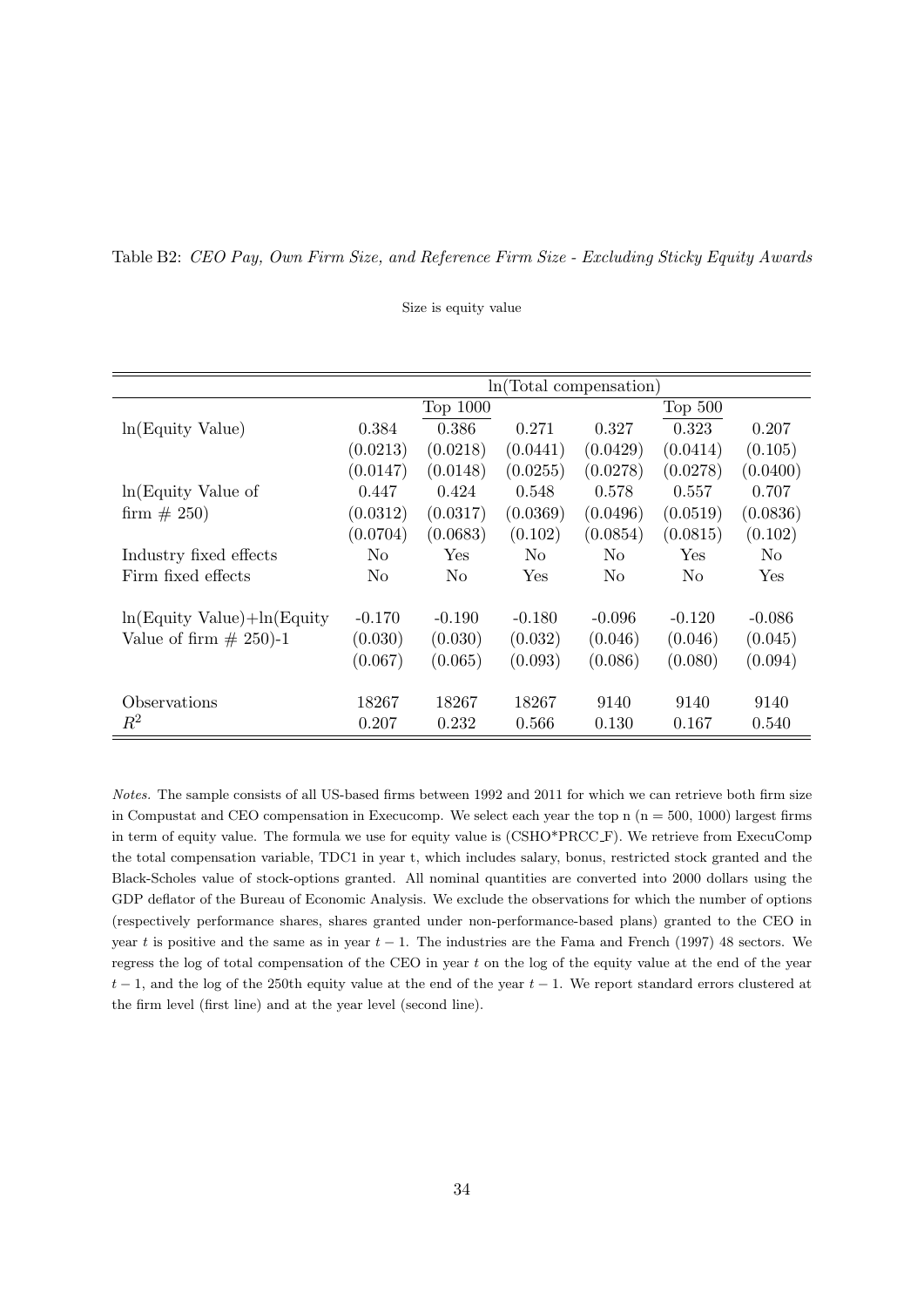Table B2: *CEO Pay, Own Firm Size, and Reference Firm Size - Excluding Sticky Equity Awards*

Size is equity value

| | ln(Total compensation) | | | | | |
|---|---|---|---|---|---|---|
| | | Top 1000 | | | Top 500 | |
| ln(Equity Value) | 0.384 | 0.386 | 0.271 | 0.327 | 0.323 | 0.207 |
| | (0.0213) | (0.0218) | (0.0441) | (0.0429) | (0.0414) | (0.105) |
| | (0.0147) | (0.0148) | (0.0255) | (0.0278) | (0.0278) | (0.0400) |
| ln(Equity Value of | 0.447 | 0.424 | 0.548 | 0.578 | 0.557 | 0.707 |
| firm # 250) | (0.0312) | (0.0317) | (0.0369) | (0.0496) | (0.0519) | (0.0836) |
| | (0.0704) | (0.0683) | (0.102) | (0.0854) | (0.0815) | (0.102) |
| Industry fixed effects | No | Yes | No | No | Yes | No |
| Firm fixed effects | No | No | Yes | No | No | Yes |
| ln(Equity Value)+ln(Equity | -0.170 | -0.190 | -0.180 | -0.096 | -0.120 | -0.086 |
| Value of firm # 250)-1 | (0.030) | (0.030) | (0.032) | (0.046) | (0.046) | (0.045) |
| | (0.067) | (0.065) | (0.093) | (0.086) | (0.080) | (0.094) |
| Observations | 18267 | 18267 | 18267 | 9140 | 9140 | 9140 |
| $R^2$ | 0.207 | 0.232 | 0.566 | 0.130 | 0.167 | 0.540 |

*Notes.* The sample consists of all US-based firms between 1992 and 2011 for which we can retrieve both firm size in Compustat and CEO compensation in Execucomp. We select each year the top n (n = 500, 1000) largest firms in term of equity value. The formula we use for equity value is (CSHO*PRCC_F). We retrieve from ExecuComp the total compensation variable, TDC1 in year t, which includes salary, bonus, restricted stock granted and the Black-Scholes value of stock-options granted. All nominal quantities are converted into 2000 dollars using the GDP deflator of the Bureau of Economic Analysis. We exclude the observations for which the number of options (respectively performance shares, shares granted under non-performance-based plans) granted to the CEO in year $t$ is positive and the same as in year $t-1$. The industries are the Fama and French (1997) 48 sectors. We regress the log of total compensation of the CEO in year $t$ on the log of the equity value at the end of the year $t-1$, and the log of the 250th equity value at the end of the year $t-1$. We report standard errors clustered at the firm level (first line) and at the year level (second line).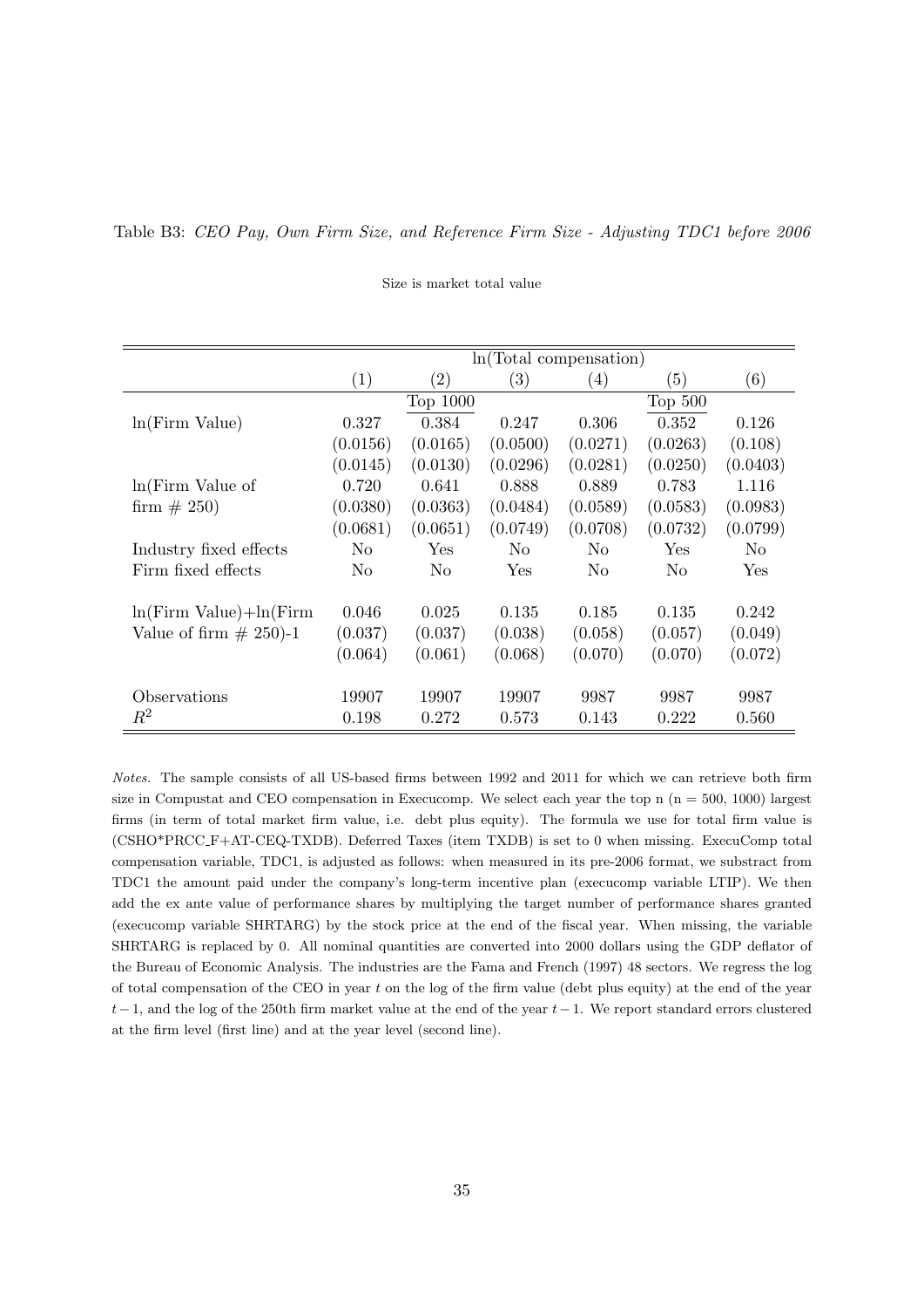Table B3: *CEO Pay, Own Firm Size, and Reference Firm Size - Adjusting TDC1 before 2006*

Size is market total value

| | ln(Total compensation) | | | | | |
|---|---|---|---|---|---|---|
| | (1) | (2) | (3) | (4) | (5) | (6) |
| | | Top 1000 | | | Top 500 | |
| ln(Firm Value) | 0.327 | 0.384 | 0.247 | 0.306 | 0.352 | 0.126 |
| | (0.0156) | (0.0165) | (0.0500) | (0.0271) | (0.0263) | (0.108) |
| | (0.0145) | (0.0130) | (0.0296) | (0.0281) | (0.0250) | (0.0403) |
| ln(Firm Value of firm # 250) | 0.720 | 0.641 | 0.888 | 0.889 | 0.783 | 1.116 |
| | (0.0380) | (0.0363) | (0.0484) | (0.0589) | (0.0583) | (0.0983) |
| | (0.0681) | (0.0651) | (0.0749) | (0.0708) | (0.0732) | (0.0799) |
| Industry fixed effects | No | Yes | No | No | Yes | No |
| Firm fixed effects | No | No | Yes | No | No | Yes |
| ln(Firm Value)+ln(Firm Value of firm # 250)-1 | 0.046 | 0.025 | 0.135 | 0.185 | 0.135 | 0.242 |
| | (0.037) | (0.037) | (0.038) | (0.058) | (0.057) | (0.049) |
| | (0.064) | (0.061) | (0.068) | (0.070) | (0.070) | (0.072) |
| Observations | 19907 | 19907 | 19907 | 9987 | 9987 | 9987 |
| $R^2$ | 0.198 | 0.272 | 0.573 | 0.143 | 0.222 | 0.560 |

*Notes.* The sample consists of all US-based firms between 1992 and 2011 for which we can retrieve both firm size in Compustat and CEO compensation in Execucomp. We select each year the top n (n = 500, 1000) largest firms (in term of total market firm value, i.e. debt plus equity). The formula we use for total firm value is (CSHO*PRCC_F+AT-CEQ-TXDB). Deferred Taxes (item TXDB) is set to 0 when missing. ExecuComp total compensation variable, TDC1, is adjusted as follows: when measured in its pre-2006 format, we substract from TDC1 the amount paid under the company's long-term incentive plan (execucomp variable LTIP). We then add the ex ante value of performance shares by multiplying the target number of performance shares granted (execucomp variable SHRTARG) by the stock price at the end of the fiscal year. When missing, the variable SHRTARG is replaced by 0. All nominal quantities are converted into 2000 dollars using the GDP deflator of the Bureau of Economic Analysis. The industries are the Fama and French (1997) 48 sectors. We regress the log of total compensation of the CEO in year $t$ on the log of the firm value (debt plus equity) at the end of the year $t-1$, and the log of the 250th firm market value at the end of the year $t-1$. We report standard errors clustered at the firm level (first line) and at the year level (second line).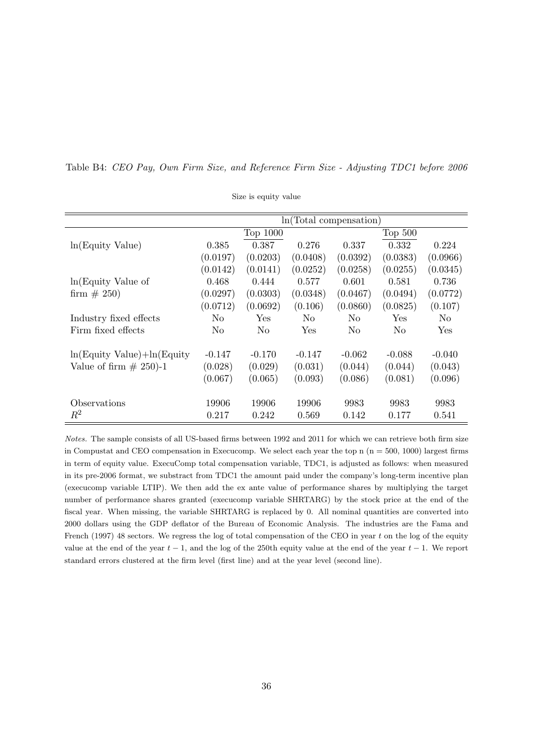Table B4: *CEO Pay, Own Firm Size, and Reference Firm Size - Adjusting TDC1 before 2006*

Size is equity value

| | ln(Total compensation) | | | | | |
|---|---|---|---|---|---|---|
| | | Top 1000 | | | Top 500 | |
| ln(Equity Value) | 0.385 | 0.387 | 0.276 | 0.337 | 0.332 | 0.224 |
| | (0.0197) | (0.0203) | (0.0408) | (0.0392) | (0.0383) | (0.0966) |
| | (0.0142) | (0.0141) | (0.0252) | (0.0258) | (0.0255) | (0.0345) |
| ln(Equity Value of firm # 250) | 0.468 | 0.444 | 0.577 | 0.601 | 0.581 | 0.736 |
| | (0.0297) | (0.0303) | (0.0348) | (0.0467) | (0.0494) | (0.0772) |
| | (0.0712) | (0.0692) | (0.106) | (0.0860) | (0.0825) | (0.107) |
| Industry fixed effects | No | Yes | No | No | Yes | No |
| Firm fixed effects | No | No | Yes | No | No | Yes |
| ln(Equity Value)+ln(Equity Value of firm # 250)-1 | -0.147 | -0.170 | -0.147 | -0.062 | -0.088 | -0.040 |
| | (0.028) | (0.029) | (0.031) | (0.044) | (0.044) | (0.043) |
| | (0.067) | (0.065) | (0.093) | (0.086) | (0.081) | (0.096) |
| Observations | 19906 | 19906 | 19906 | 9983 | 9983 | 9983 |
| $R^2$ | 0.217 | 0.242 | 0.569 | 0.142 | 0.177 | 0.541 |

*Notes.* The sample consists of all US-based firms between 1992 and 2011 for which we can retrieve both firm size in Compustat and CEO compensation in Execucomp. We select each year the top n (n = 500, 1000) largest firms in term of equity value. ExecuComp total compensation variable, TDC1, is adjusted as follows: when measured in its pre-2006 format, we substract from TDC1 the amount paid under the company's long-term incentive plan (execucomp variable LTIP). We then add the ex ante value of performance shares by multiplying the target number of performance shares granted (execucomp variable SHRTARG) by the stock price at the end of the fiscal year. When missing, the variable SHRTARG is replaced by 0. All nominal quantities are converted into 2000 dollars using the GDP deflator of the Bureau of Economic Analysis. The industries are the Fama and French (1997) 48 sectors. We regress the log of total compensation of the CEO in year $t$ on the log of the equity value at the end of the year $t-1$, and the log of the 250th equity value at the end of the year $t-1$. We report standard errors clustered at the firm level (first line) and at the year level (second line).